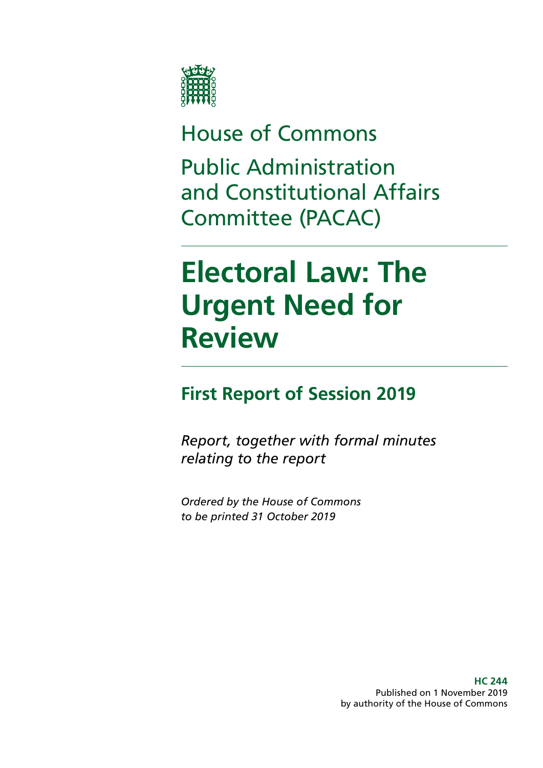House of Commons

Public Administration and Constitutional Affairs Committee (PACAC)

# Electoral Law: The Urgent Need for Review

## First Report of Session 2019

*Report, together with formal minutes relating to the report*

*Ordered by the House of Commons to be printed 31 October 2019*

**HC 244**
Published on 1 November 2019
by authority of the House of Commons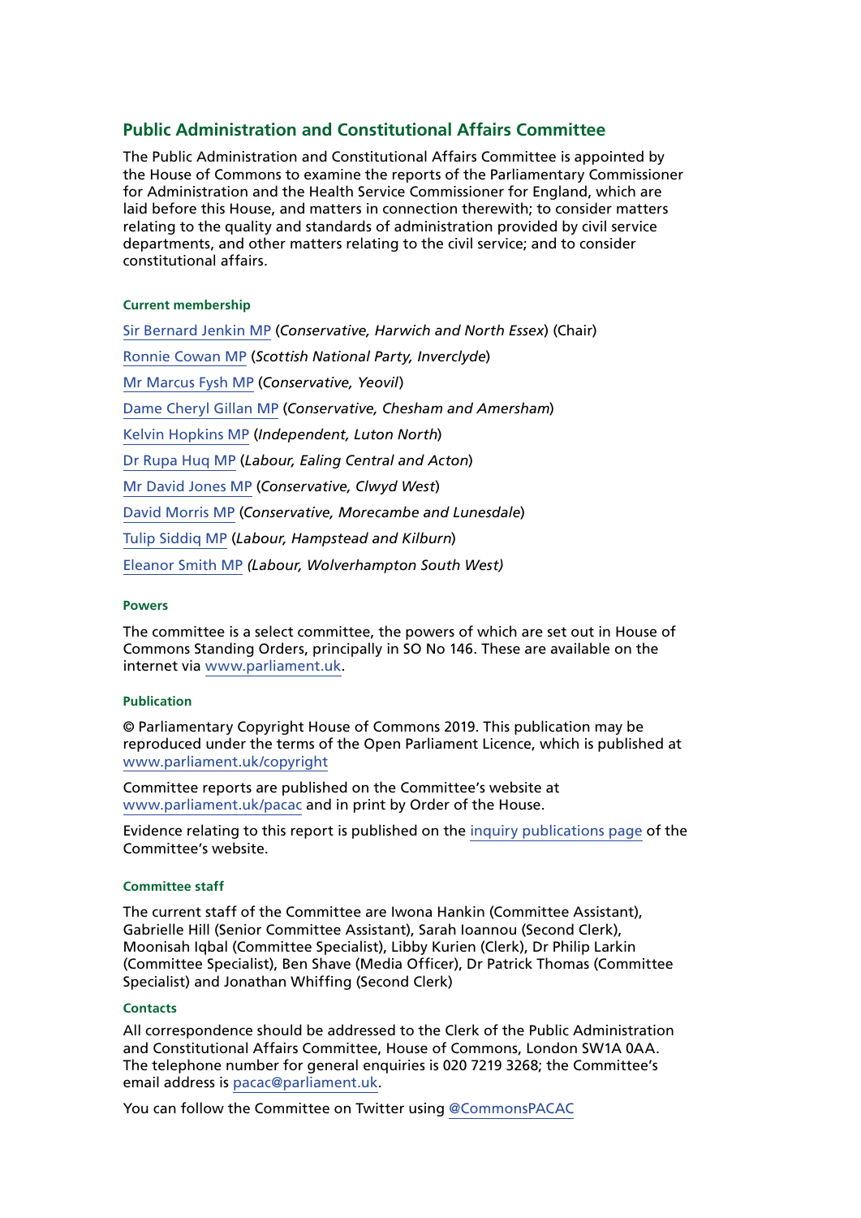## Public Administration and Constitutional Affairs Committee

The Public Administration and Constitutional Affairs Committee is appointed by the House of Commons to examine the reports of the Parliamentary Commissioner for Administration and the Health Service Commissioner for England, which are laid before this House, and matters in connection therewith; to consider matters relating to the quality and standards of administration provided by civil service departments, and other matters relating to the civil service; and to consider constitutional affairs.

#### Current membership

Sir Bernard Jenkin MP (*Conservative, Harwich and North Essex*) (Chair)

Ronnie Cowan MP (*Scottish National Party, Inverclyde*)

Mr Marcus Fysh MP (*Conservative, Yeovil*)

Dame Cheryl Gillan MP (*Conservative, Chesham and Amersham*)

Kelvin Hopkins MP (*Independent, Luton North*)

Dr Rupa Huq MP (*Labour, Ealing Central and Acton*)

Mr David Jones MP (*Conservative, Clwyd West*)

David Morris MP (*Conservative, Morecambe and Lunesdale*)

Tulip Siddiq MP (*Labour, Hampstead and Kilburn*)

Eleanor Smith MP *(Labour, Wolverhampton South West)*

#### Powers

The committee is a select committee, the powers of which are set out in House of Commons Standing Orders, principally in SO No 146. These are available on the internet via www.parliament.uk.

#### Publication

© Parliamentary Copyright House of Commons 2019. This publication may be reproduced under the terms of the Open Parliament Licence, which is published at www.parliament.uk/copyright

Committee reports are published on the Committee's website at www.parliament.uk/pacac and in print by Order of the House.

Evidence relating to this report is published on the inquiry publications page of the Committee's website.

#### Committee staff

The current staff of the Committee are Iwona Hankin (Committee Assistant), Gabrielle Hill (Senior Committee Assistant), Sarah Ioannou (Second Clerk), Moonisah Iqbal (Committee Specialist), Libby Kurien (Clerk), Dr Philip Larkin (Committee Specialist), Ben Shave (Media Officer), Dr Patrick Thomas (Committee Specialist) and Jonathan Whiffing (Second Clerk)

#### Contacts

All correspondence should be addressed to the Clerk of the Public Administration and Constitutional Affairs Committee, House of Commons, London SW1A 0AA. The telephone number for general enquiries is 020 7219 3268; the Committee's email address is pacac@parliament.uk.

You can follow the Committee on Twitter using @CommonsPACAC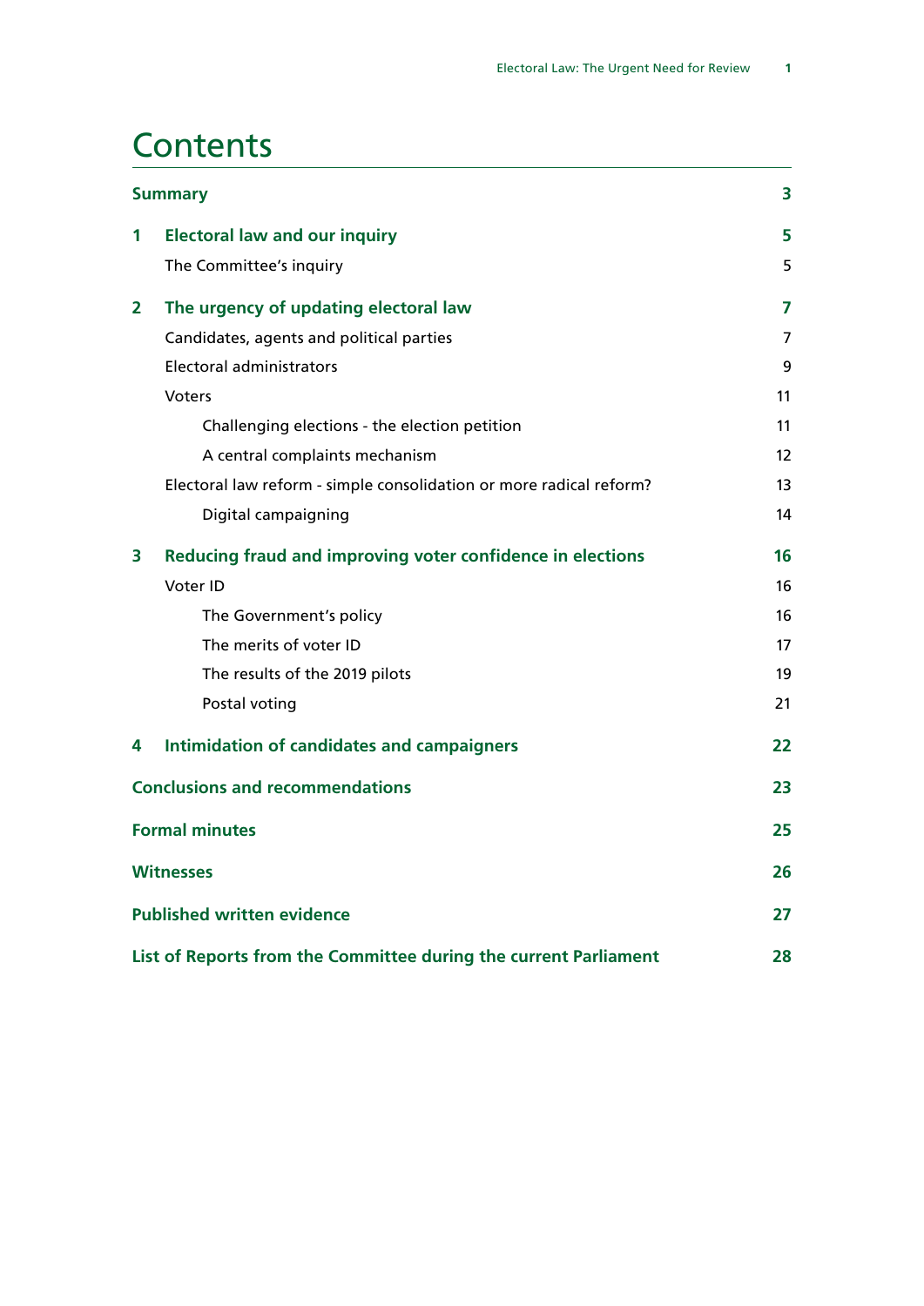# Contents

**Summary** 3

**1 Electoral law and our inquiry** 5

The Committee's inquiry 5

**2 The urgency of updating electoral law** 7

Candidates, agents and political parties 7

Electoral administrators 9

Voters 11

Challenging elections - the election petition 11

A central complaints mechanism 12

Electoral law reform - simple consolidation or more radical reform? 13

Digital campaigning 14

**3 Reducing fraud and improving voter confidence in elections** 16

Voter ID 16

The Government's policy 16

The merits of voter ID 17

The results of the 2019 pilots 19

Postal voting 21

**4 Intimidation of candidates and campaigners** 22

**Conclusions and recommendations** 23

**Formal minutes** 25

**Witnesses** 26

**Published written evidence** 27

**List of Reports from the Committee during the current Parliament** 28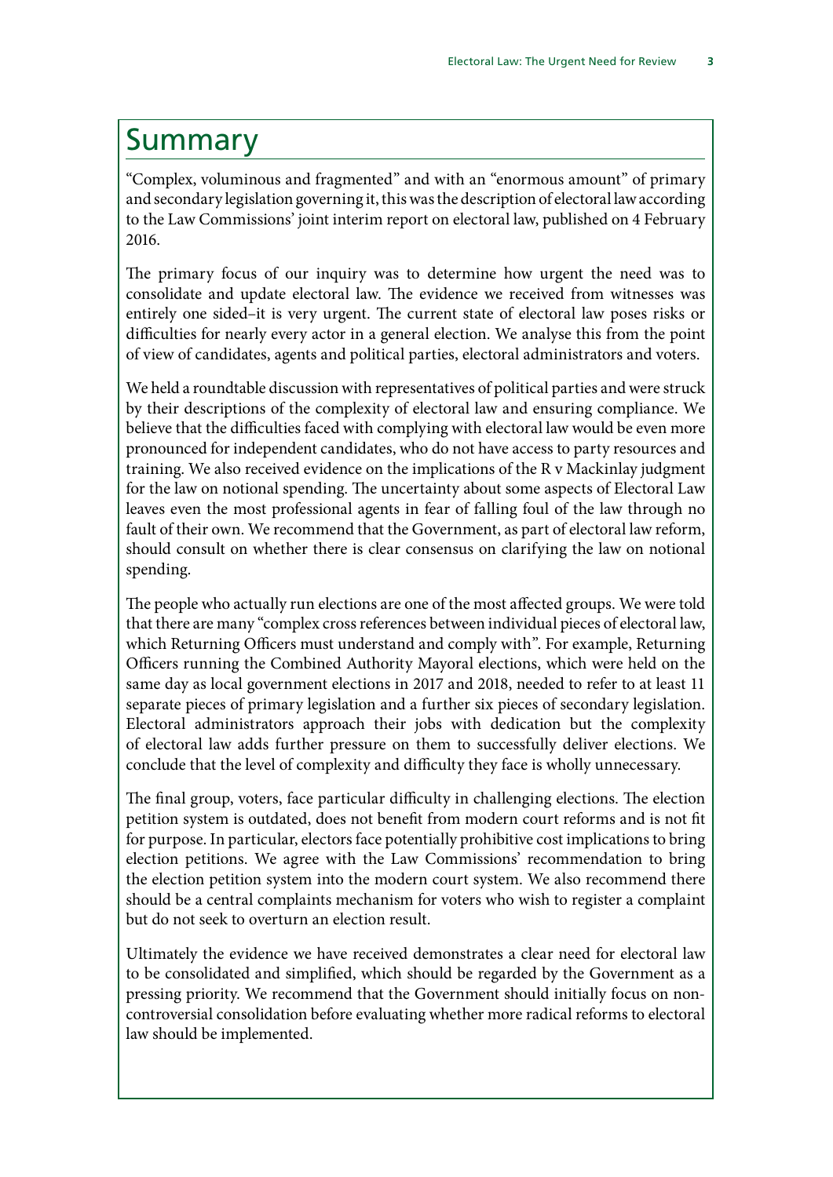# Summary

"Complex, voluminous and fragmented" and with an "enormous amount" of primary and secondary legislation governing it, this was the description of electoral law according to the Law Commissions' joint interim report on electoral law, published on 4 February 2016.

The primary focus of our inquiry was to determine how urgent the need was to consolidate and update electoral law. The evidence we received from witnesses was entirely one sided–it is very urgent. The current state of electoral law poses risks or difficulties for nearly every actor in a general election. We analyse this from the point of view of candidates, agents and political parties, electoral administrators and voters.

We held a roundtable discussion with representatives of political parties and were struck by their descriptions of the complexity of electoral law and ensuring compliance. We believe that the difficulties faced with complying with electoral law would be even more pronounced for independent candidates, who do not have access to party resources and training. We also received evidence on the implications of the R v Mackinlay judgment for the law on notional spending. The uncertainty about some aspects of Electoral Law leaves even the most professional agents in fear of falling foul of the law through no fault of their own. We recommend that the Government, as part of electoral law reform, should consult on whether there is clear consensus on clarifying the law on notional spending.

The people who actually run elections are one of the most affected groups. We were told that there are many "complex cross references between individual pieces of electoral law, which Returning Officers must understand and comply with". For example, Returning Officers running the Combined Authority Mayoral elections, which were held on the same day as local government elections in 2017 and 2018, needed to refer to at least 11 separate pieces of primary legislation and a further six pieces of secondary legislation. Electoral administrators approach their jobs with dedication but the complexity of electoral law adds further pressure on them to successfully deliver elections. We conclude that the level of complexity and difficulty they face is wholly unnecessary.

The final group, voters, face particular difficulty in challenging elections. The election petition system is outdated, does not benefit from modern court reforms and is not fit for purpose. In particular, electors face potentially prohibitive cost implications to bring election petitions. We agree with the Law Commissions' recommendation to bring the election petition system into the modern court system. We also recommend there should be a central complaints mechanism for voters who wish to register a complaint but do not seek to overturn an election result.

Ultimately the evidence we have received demonstrates a clear need for electoral law to be consolidated and simplified, which should be regarded by the Government as a pressing priority. We recommend that the Government should initially focus on non-controversial consolidation before evaluating whether more radical reforms to electoral law should be implemented.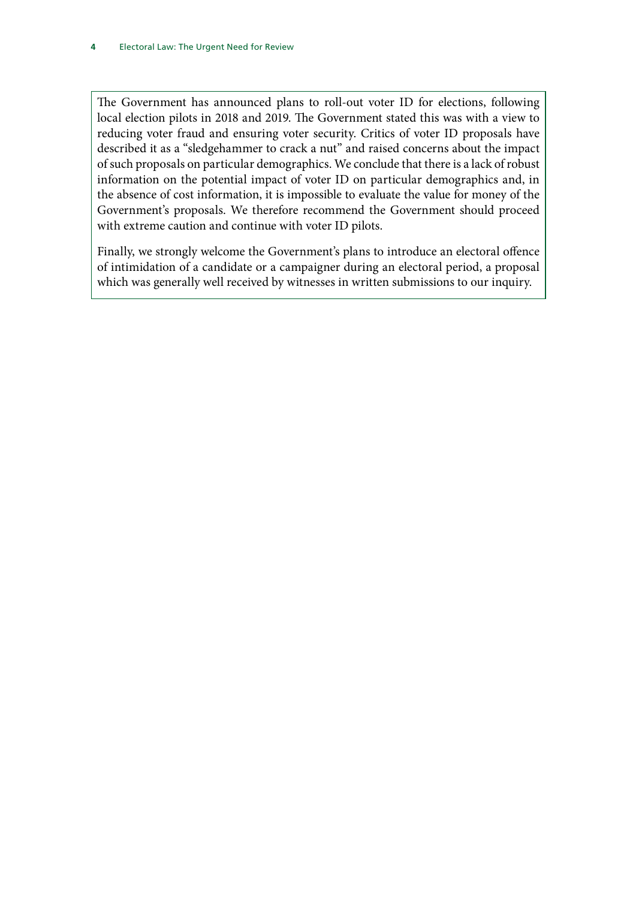The Government has announced plans to roll-out voter ID for elections, following local election pilots in 2018 and 2019. The Government stated this was with a view to reducing voter fraud and ensuring voter security. Critics of voter ID proposals have described it as a "sledgehammer to crack a nut" and raised concerns about the impact of such proposals on particular demographics. We conclude that there is a lack of robust information on the potential impact of voter ID on particular demographics and, in the absence of cost information, it is impossible to evaluate the value for money of the Government's proposals. We therefore recommend the Government should proceed with extreme caution and continue with voter ID pilots.

Finally, we strongly welcome the Government's plans to introduce an electoral offence of intimidation of a candidate or a campaigner during an electoral period, a proposal which was generally well received by witnesses in written submissions to our inquiry.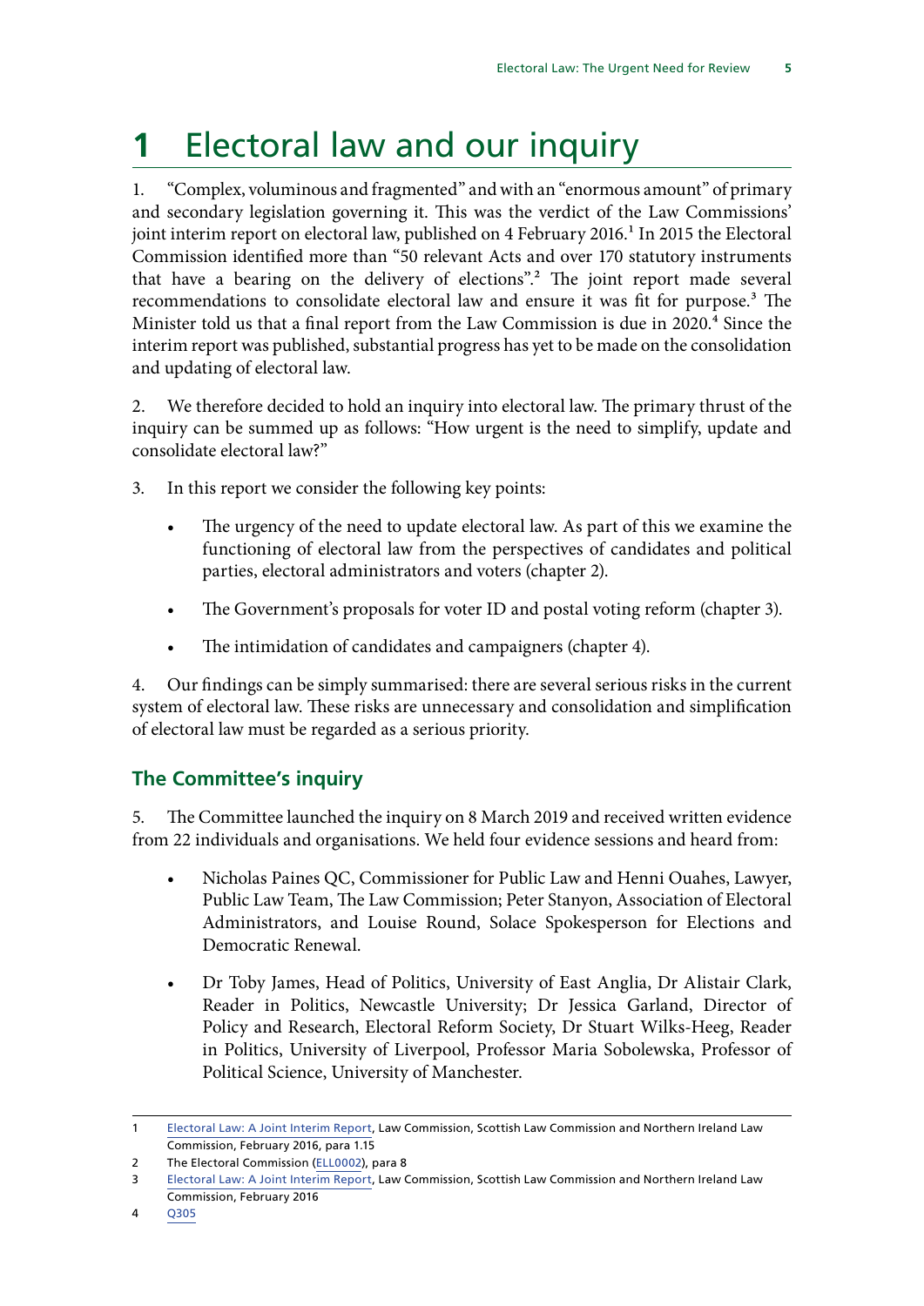# 1 Electoral law and our inquiry

1. "Complex, voluminous and fragmented" and with an "enormous amount" of primary and secondary legislation governing it. This was the verdict of the Law Commissions' joint interim report on electoral law, published on 4 February 2016.[1] In 2015 the Electoral Commission identified more than "50 relevant Acts and over 170 statutory instruments that have a bearing on the delivery of elections".[2] The joint report made several recommendations to consolidate electoral law and ensure it was fit for purpose.[3] The Minister told us that a final report from the Law Commission is due in 2020.[4] Since the interim report was published, substantial progress has yet to be made on the consolidation and updating of electoral law.

2. We therefore decided to hold an inquiry into electoral law. The primary thrust of the inquiry can be summed up as follows: "How urgent is the need to simplify, update and consolidate electoral law?"

3. In this report we consider the following key points:

- The urgency of the need to update electoral law. As part of this we examine the functioning of electoral law from the perspectives of candidates and political parties, electoral administrators and voters (chapter 2).
- The Government's proposals for voter ID and postal voting reform (chapter 3).
- The intimidation of candidates and campaigners (chapter 4).

4. Our findings can be simply summarised: there are several serious risks in the current system of electoral law. These risks are unnecessary and consolidation and simplification of electoral law must be regarded as a serious priority.

## The Committee's inquiry

5. The Committee launched the inquiry on 8 March 2019 and received written evidence from 22 individuals and organisations. We held four evidence sessions and heard from:

- Nicholas Paines QC, Commissioner for Public Law and Henni Ouahes, Lawyer, Public Law Team, The Law Commission; Peter Stanyon, Association of Electoral Administrators, and Louise Round, Solace Spokesperson for Elections and Democratic Renewal.
- Dr Toby James, Head of Politics, University of East Anglia, Dr Alistair Clark, Reader in Politics, Newcastle University; Dr Jessica Garland, Director of Policy and Research, Electoral Reform Society, Dr Stuart Wilks-Heeg, Reader in Politics, University of Liverpool, Professor Maria Sobolewska, Professor of Political Science, University of Manchester.

---

1 Electoral Law: A Joint Interim Report, Law Commission, Scottish Law Commission and Northern Ireland Law Commission, February 2016, para 1.15

2 The Electoral Commission (ELL0002), para 8

3 Electoral Law: A Joint Interim Report, Law Commission, Scottish Law Commission and Northern Ireland Law Commission, February 2016

4 Q305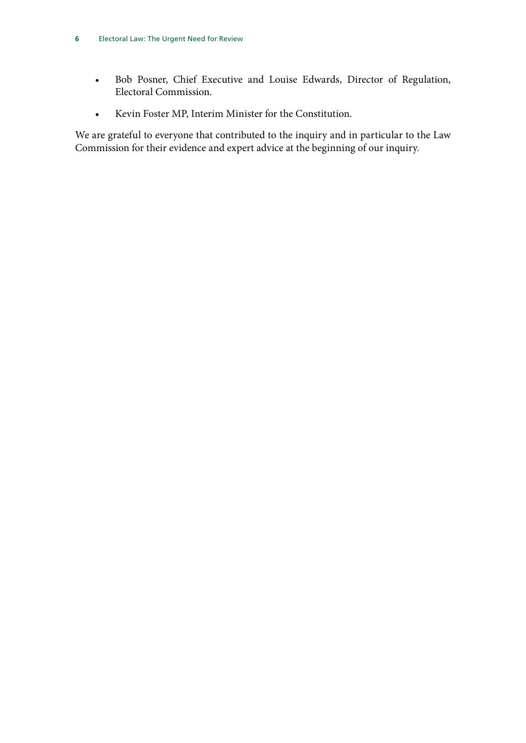- Bob Posner, Chief Executive and Louise Edwards, Director of Regulation, Electoral Commission.
- Kevin Foster MP, Interim Minister for the Constitution.

We are grateful to everyone that contributed to the inquiry and in particular to the Law Commission for their evidence and expert advice at the beginning of our inquiry.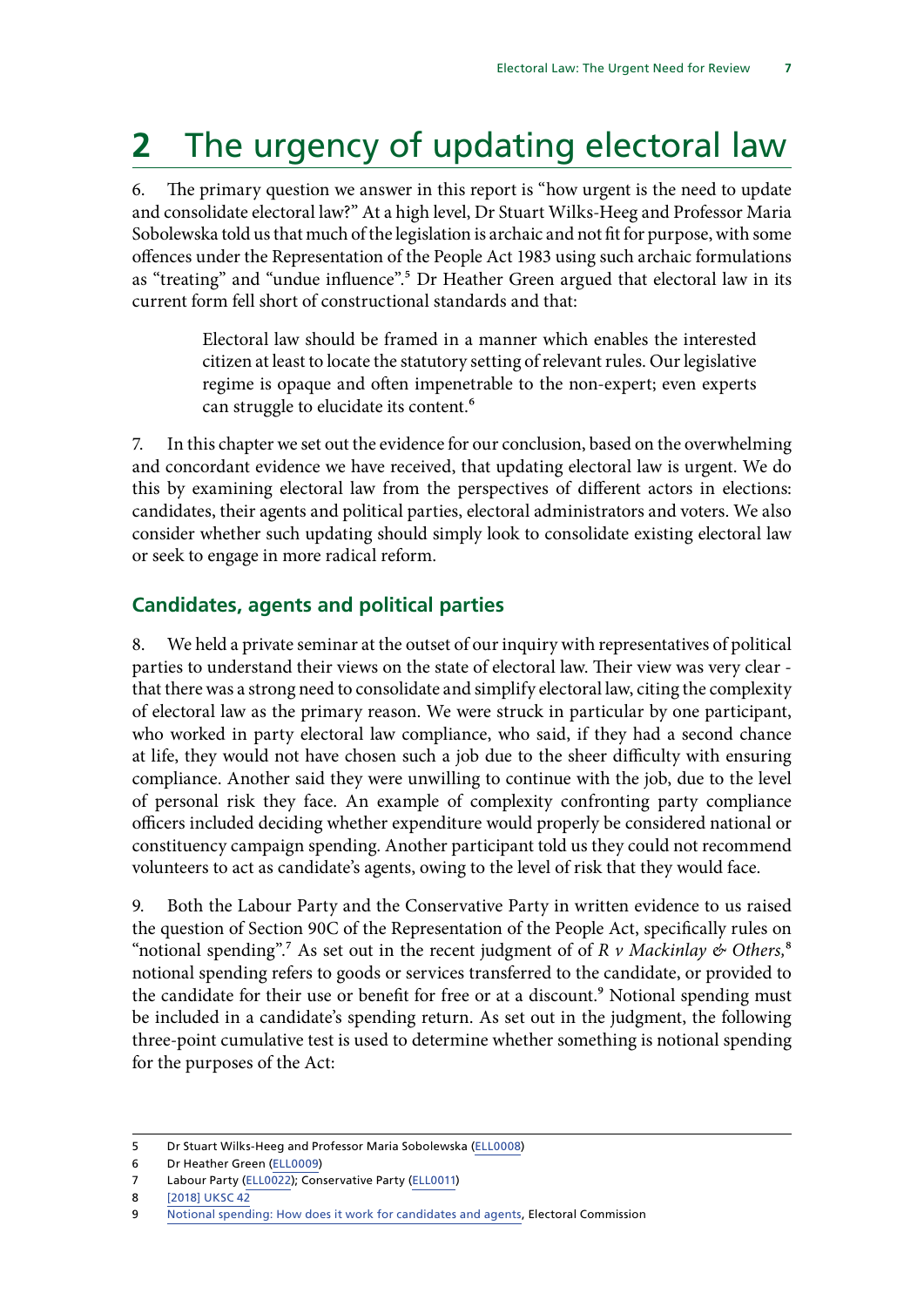# 2 The urgency of updating electoral law

6. The primary question we answer in this report is "how urgent is the need to update and consolidate electoral law?" At a high level, Dr Stuart Wilks-Heeg and Professor Maria Sobolewska told us that much of the legislation is archaic and not fit for purpose, with some offences under the Representation of the People Act 1983 using such archaic formulations as "treating" and "undue influence".[5] Dr Heather Green argued that electoral law in its current form fell short of constructional standards and that:

> Electoral law should be framed in a manner which enables the interested citizen at least to locate the statutory setting of relevant rules. Our legislative regime is opaque and often impenetrable to the non-expert; even experts can struggle to elucidate its content.[6]

7. In this chapter we set out the evidence for our conclusion, based on the overwhelming and concordant evidence we have received, that updating electoral law is urgent. We do this by examining electoral law from the perspectives of different actors in elections: candidates, their agents and political parties, electoral administrators and voters. We also consider whether such updating should simply look to consolidate existing electoral law or seek to engage in more radical reform.

## Candidates, agents and political parties

8. We held a private seminar at the outset of our inquiry with representatives of political parties to understand their views on the state of electoral law. Their view was very clear - that there was a strong need to consolidate and simplify electoral law, citing the complexity of electoral law as the primary reason. We were struck in particular by one participant, who worked in party electoral law compliance, who said, if they had a second chance at life, they would not have chosen such a job due to the sheer difficulty with ensuring compliance. Another said they were unwilling to continue with the job, due to the level of personal risk they face. An example of complexity confronting party compliance officers included deciding whether expenditure would properly be considered national or constituency campaign spending. Another participant told us they could not recommend volunteers to act as candidate's agents, owing to the level of risk that they would face.

9. Both the Labour Party and the Conservative Party in written evidence to us raised the question of Section 90C of the Representation of the People Act, specifically rules on "notional spending".[7] As set out in the recent judgment of of *R v Mackinlay & Others,*[8] notional spending refers to goods or services transferred to the candidate, or provided to the candidate for their use or benefit for free or at a discount.[9] Notional spending must be included in a candidate's spending return. As set out in the judgment, the following three-point cumulative test is used to determine whether something is notional spending for the purposes of the Act:

---

5 Dr Stuart Wilks-Heeg and Professor Maria Sobolewska (ELL0008)

6 Dr Heather Green (ELL0009)

7 Labour Party (ELL0022); Conservative Party (ELL0011)

8 [2018] UKSC 42

9 Notional spending: How does it work for candidates and agents, Electoral Commission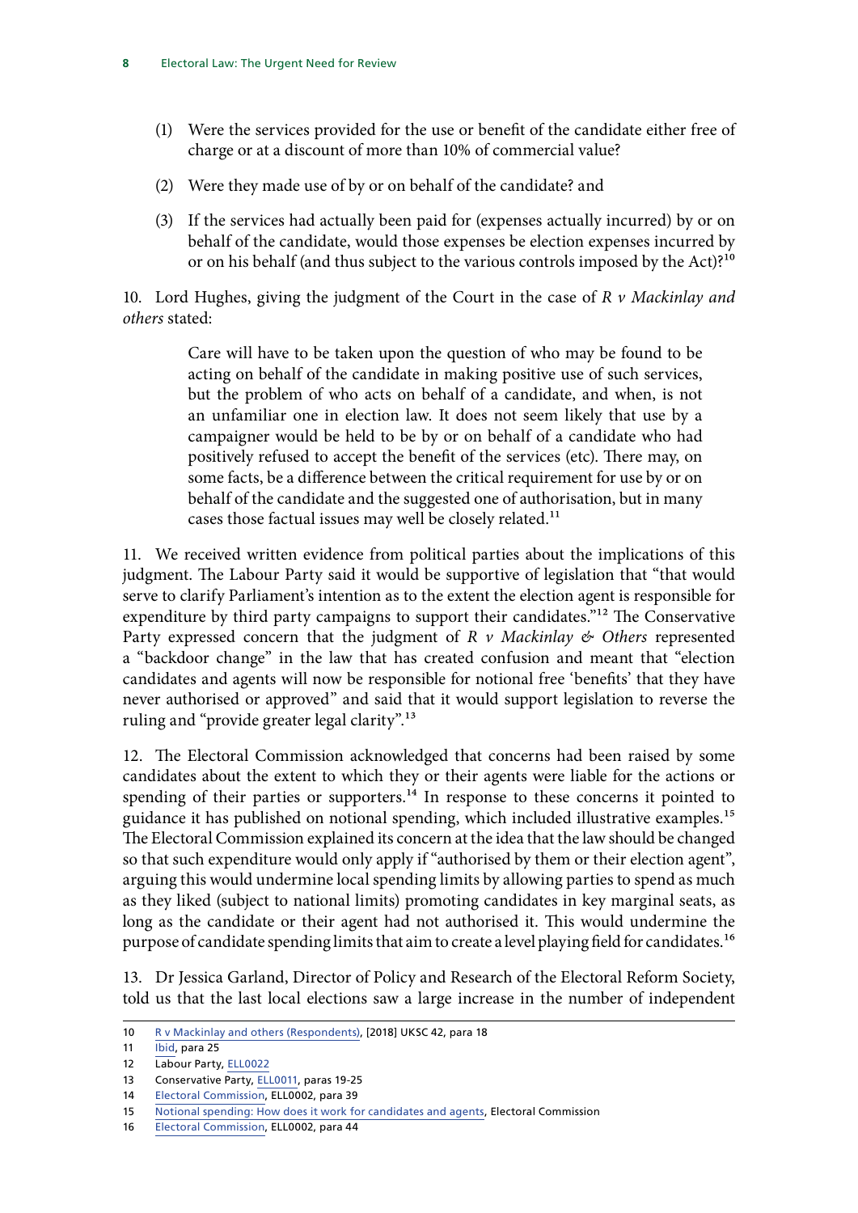(1) Were the services provided for the use or benefit of the candidate either free of charge or at a discount of more than 10% of commercial value?

(2) Were they made use of by or on behalf of the candidate? and

(3) If the services had actually been paid for (expenses actually incurred) by or on behalf of the candidate, would those expenses be election expenses incurred by or on his behalf (and thus subject to the various controls imposed by the Act)?[10]

10. Lord Hughes, giving the judgment of the Court in the case of *R v Mackinlay and others* stated:

> Care will have to be taken upon the question of who may be found to be acting on behalf of the candidate in making positive use of such services, but the problem of who acts on behalf of a candidate, and when, is not an unfamiliar one in election law. It does not seem likely that use by a campaigner would be held to be by or on behalf of a candidate who had positively refused to accept the benefit of the services (etc). There may, on some facts, be a difference between the critical requirement for use by or on behalf of the candidate and the suggested one of authorisation, but in many cases those factual issues may well be closely related.[11]

11. We received written evidence from political parties about the implications of this judgment. The Labour Party said it would be supportive of legislation that "that would serve to clarify Parliament's intention as to the extent the election agent is responsible for expenditure by third party campaigns to support their candidates."[12] The Conservative Party expressed concern that the judgment of *R v Mackinlay & Others* represented a "backdoor change" in the law that has created confusion and meant that "election candidates and agents will now be responsible for notional free 'benefits' that they have never authorised or approved" and said that it would support legislation to reverse the ruling and "provide greater legal clarity".[13]

12. The Electoral Commission acknowledged that concerns had been raised by some candidates about the extent to which they or their agents were liable for the actions or spending of their parties or supporters.[14] In response to these concerns it pointed to guidance it has published on notional spending, which included illustrative examples.[15] The Electoral Commission explained its concern at the idea that the law should be changed so that such expenditure would only apply if "authorised by them or their election agent", arguing this would undermine local spending limits by allowing parties to spend as much as they liked (subject to national limits) promoting candidates in key marginal seats, as long as the candidate or their agent had not authorised it. This would undermine the purpose of candidate spending limits that aim to create a level playing field for candidates.[16]

13. Dr Jessica Garland, Director of Policy and Research of the Electoral Reform Society, told us that the last local elections saw a large increase in the number of independent

---

10 R v Mackinlay and others (Respondents), [2018] UKSC 42, para 18

11 Ibid, para 25

12 Labour Party, ELL0022

13 Conservative Party, ELL0011, paras 19-25

14 Electoral Commission, ELL0002, para 39

15 Notional spending: How does it work for candidates and agents, Electoral Commission

16 Electoral Commission, ELL0002, para 44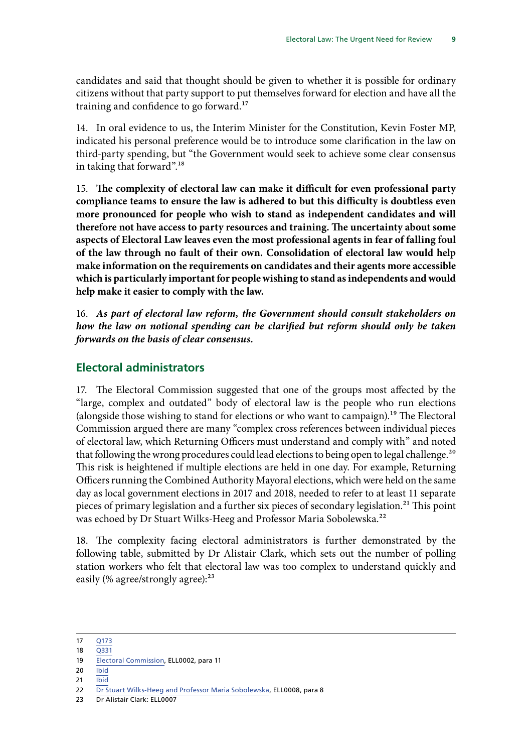candidates and said that thought should be given to whether it is possible for ordinary citizens without that party support to put themselves forward for election and have all the training and confidence to go forward.[17]

14. In oral evidence to us, the Interim Minister for the Constitution, Kevin Foster MP, indicated his personal preference would be to introduce some clarification in the law on third-party spending, but "the Government would seek to achieve some clear consensus in taking that forward".[18]

15. **The complexity of electoral law can make it difficult for even professional party compliance teams to ensure the law is adhered to but this difficulty is doubtless even more pronounced for people who wish to stand as independent candidates and will therefore not have access to party resources and training. The uncertainty about some aspects of Electoral Law leaves even the most professional agents in fear of falling foul of the law through no fault of their own. Consolidation of electoral law would help make information on the requirements on candidates and their agents more accessible which is particularly important for people wishing to stand as independents and would help make it easier to comply with the law.**

16. ***As part of electoral law reform, the Government should consult stakeholders on how the law on notional spending can be clarified but reform should only be taken forwards on the basis of clear consensus.***

## Electoral administrators

17. The Electoral Commission suggested that one of the groups most affected by the "large, complex and outdated" body of electoral law is the people who run elections (alongside those wishing to stand for elections or who want to campaign).[19] The Electoral Commission argued there are many "complex cross references between individual pieces of electoral law, which Returning Officers must understand and comply with" and noted that following the wrong procedures could lead elections to being open to legal challenge.[20] This risk is heightened if multiple elections are held in one day. For example, Returning Officers running the Combined Authority Mayoral elections, which were held on the same day as local government elections in 2017 and 2018, needed to refer to at least 11 separate pieces of primary legislation and a further six pieces of secondary legislation.[21] This point was echoed by Dr Stuart Wilks-Heeg and Professor Maria Sobolewska.[22]

18. The complexity facing electoral administrators is further demonstrated by the following table, submitted by Dr Alistair Clark, which sets out the number of polling station workers who felt that electoral law was too complex to understand quickly and easily (% agree/strongly agree):[23]

---

17 Q173
18 Q331
19 Electoral Commission, ELL0002, para 11
20 Ibid
21 Ibid
22 Dr Stuart Wilks-Heeg and Professor Maria Sobolewska, ELL0008, para 8
23 Dr Alistair Clark: ELL0007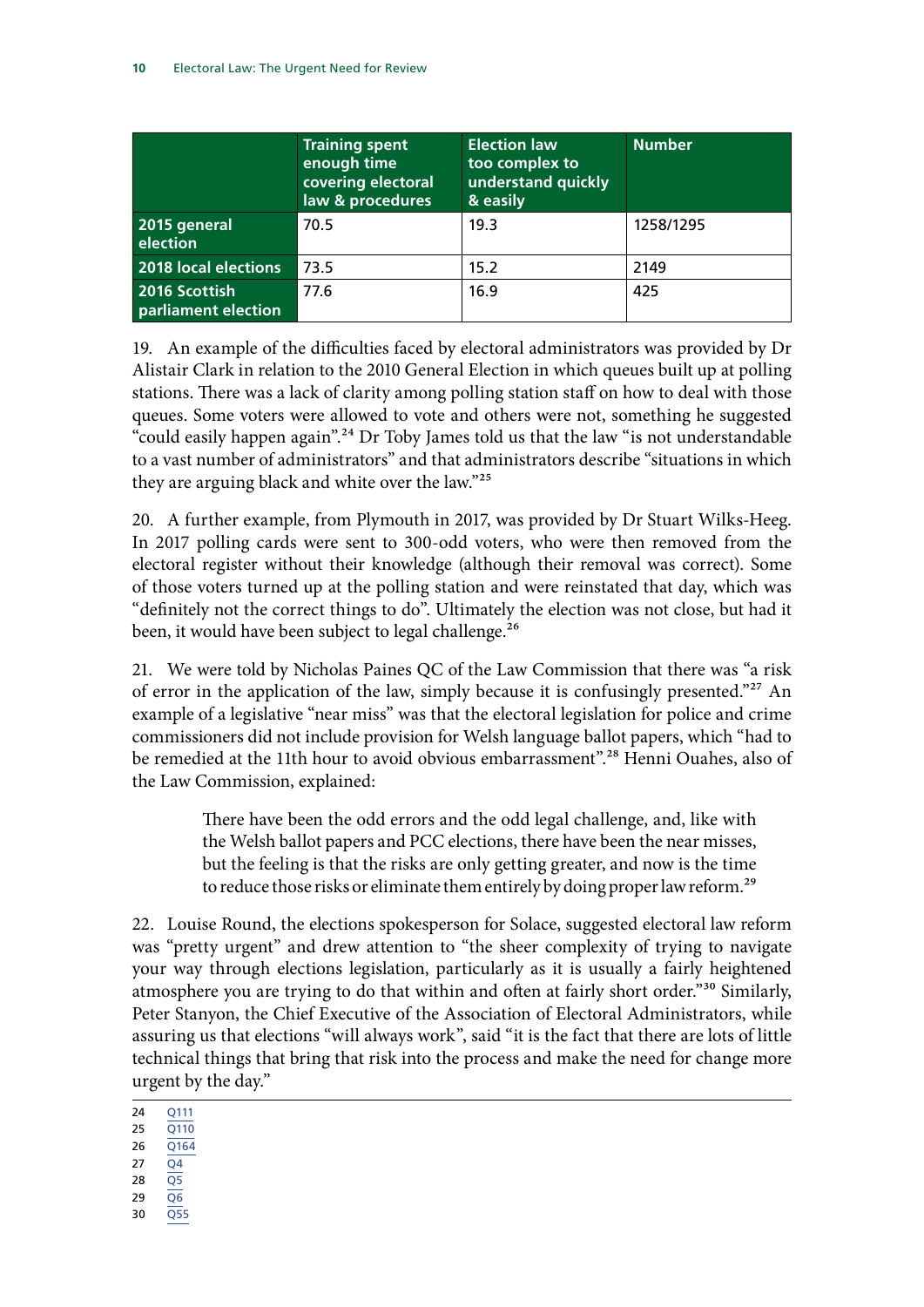| | Training spent enough time covering electoral law & procedures | Election law too complex to understand quickly & easily | Number |
|---|---|---|---|
| **2015 general election** | 70.5 | 19.3 | 1258/1295 |
| **2018 local elections** | 73.5 | 15.2 | 2149 |
| **2016 Scottish parliament election** | 77.6 | 16.9 | 425 |

19. An example of the difficulties faced by electoral administrators was provided by Dr Alistair Clark in relation to the 2010 General Election in which queues built up at polling stations. There was a lack of clarity among polling station staff on how to deal with those queues. Some voters were allowed to vote and others were not, something he suggested "could easily happen again".[24] Dr Toby James told us that the law "is not understandable to a vast number of administrators" and that administrators describe "situations in which they are arguing black and white over the law."[25]

20. A further example, from Plymouth in 2017, was provided by Dr Stuart Wilks-Heeg. In 2017 polling cards were sent to 300-odd voters, who were then removed from the electoral register without their knowledge (although their removal was correct). Some of those voters turned up at the polling station and were reinstated that day, which was "definitely not the correct things to do". Ultimately the election was not close, but had it been, it would have been subject to legal challenge.[26]

21. We were told by Nicholas Paines QC of the Law Commission that there was "a risk of error in the application of the law, simply because it is confusingly presented."[27] An example of a legislative "near miss" was that the electoral legislation for police and crime commissioners did not include provision for Welsh language ballot papers, which "had to be remedied at the 11th hour to avoid obvious embarrassment".[28] Henni Ouahes, also of the Law Commission, explained:

> There have been the odd errors and the odd legal challenge, and, like with the Welsh ballot papers and PCC elections, there have been the near misses, but the feeling is that the risks are only getting greater, and now is the time to reduce those risks or eliminate them entirely by doing proper law reform.[29]

22. Louise Round, the elections spokesperson for Solace, suggested electoral law reform was "pretty urgent" and drew attention to "the sheer complexity of trying to navigate your way through elections legislation, particularly as it is usually a fairly heightened atmosphere you are trying to do that within and often at fairly short order."[30] Similarly, Peter Stanyon, the Chief Executive of the Association of Electoral Administrators, while assuring us that elections "will always work", said "it is the fact that there are lots of little technical things that bring that risk into the process and make the need for change more urgent by the day."

---

24 Q111
25 Q110
26 Q164
27 Q4
28 Q5
29 Q6
30 Q55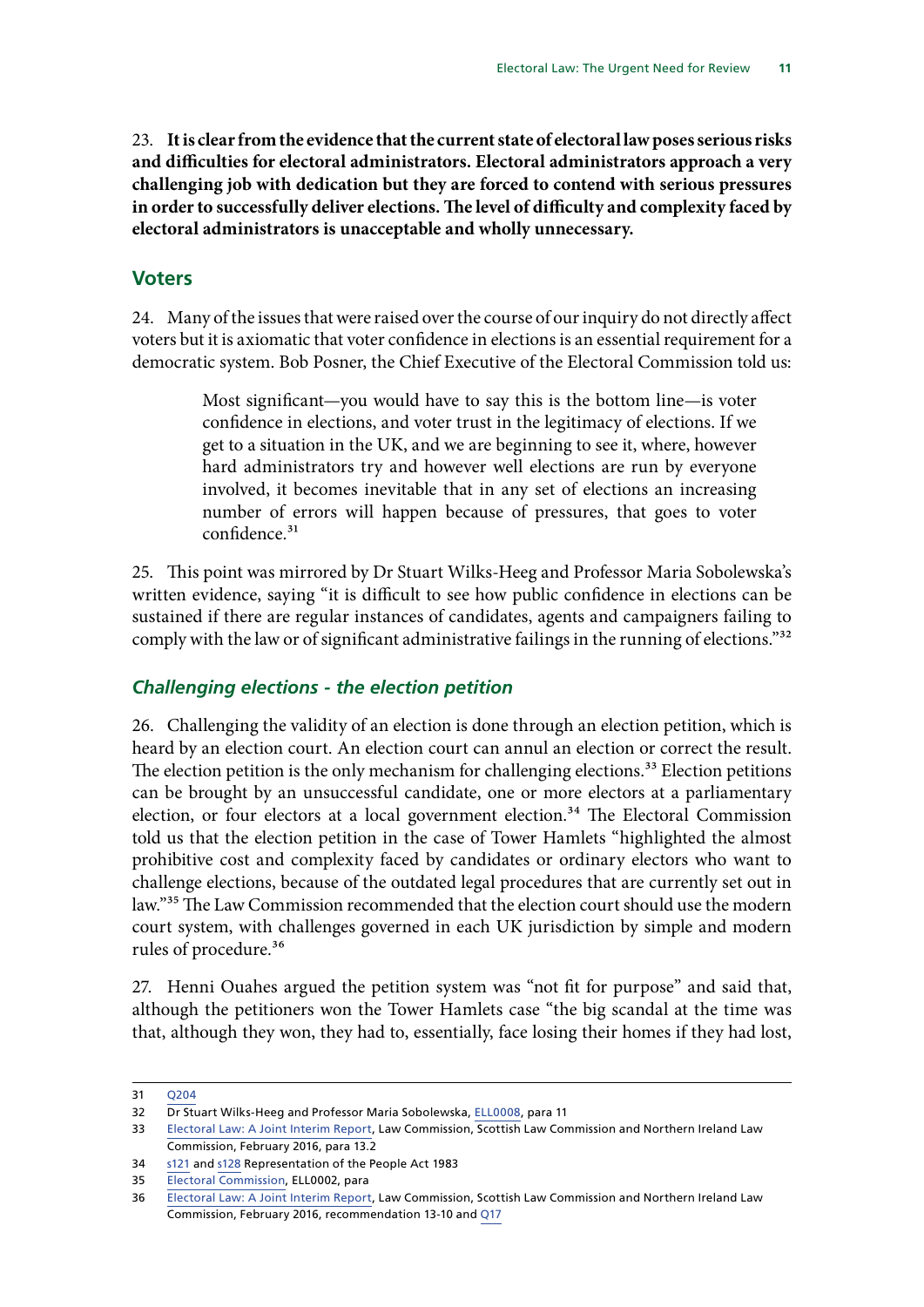23. **It is clear from the evidence that the current state of electoral law poses serious risks and difficulties for electoral administrators. Electoral administrators approach a very challenging job with dedication but they are forced to contend with serious pressures in order to successfully deliver elections. The level of difficulty and complexity faced by electoral administrators is unacceptable and wholly unnecessary.**

## Voters

24. Many of the issues that were raised over the course of our inquiry do not directly affect voters but it is axiomatic that voter confidence in elections is an essential requirement for a democratic system. Bob Posner, the Chief Executive of the Electoral Commission told us:

> Most significant—you would have to say this is the bottom line—is voter confidence in elections, and voter trust in the legitimacy of elections. If we get to a situation in the UK, and we are beginning to see it, where, however hard administrators try and however well elections are run by everyone involved, it becomes inevitable that in any set of elections an increasing number of errors will happen because of pressures, that goes to voter confidence.[31]

25. This point was mirrored by Dr Stuart Wilks-Heeg and Professor Maria Sobolewska's written evidence, saying "it is difficult to see how public confidence in elections can be sustained if there are regular instances of candidates, agents and campaigners failing to comply with the law or of significant administrative failings in the running of elections."[32]

### *Challenging elections - the election petition*

26. Challenging the validity of an election is done through an election petition, which is heard by an election court. An election court can annul an election or correct the result. The election petition is the only mechanism for challenging elections.[33] Election petitions can be brought by an unsuccessful candidate, one or more electors at a parliamentary election, or four electors at a local government election.[34] The Electoral Commission told us that the election petition in the case of Tower Hamlets "highlighted the almost prohibitive cost and complexity faced by candidates or ordinary electors who want to challenge elections, because of the outdated legal procedures that are currently set out in law."[35] The Law Commission recommended that the election court should use the modern court system, with challenges governed in each UK jurisdiction by simple and modern rules of procedure.[36]

27. Henni Ouahes argued the petition system was "not fit for purpose" and said that, although the petitioners won the Tower Hamlets case "the big scandal at the time was that, although they won, they had to, essentially, face losing their homes if they had lost,

---

31 Q204

32 Dr Stuart Wilks-Heeg and Professor Maria Sobolewska, ELL0008, para 11

33 Electoral Law: A Joint Interim Report, Law Commission, Scottish Law Commission and Northern Ireland Law Commission, February 2016, para 13.2

34 s121 and s128 Representation of the People Act 1983

35 Electoral Commission, ELL0002, para

36 Electoral Law: A Joint Interim Report, Law Commission, Scottish Law Commission and Northern Ireland Law Commission, February 2016, recommendation 13-10 and Q17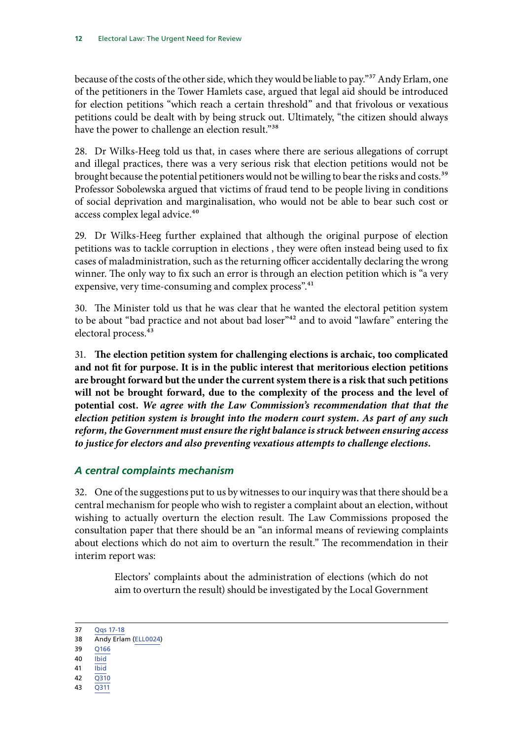because of the costs of the other side, which they would be liable to pay."[37] Andy Erlam, one of the petitioners in the Tower Hamlets case, argued that legal aid should be introduced for election petitions "which reach a certain threshold" and that frivolous or vexatious petitions could be dealt with by being struck out. Ultimately, "the citizen should always have the power to challenge an election result."[38]

28. Dr Wilks-Heeg told us that, in cases where there are serious allegations of corrupt and illegal practices, there was a very serious risk that election petitions would not be brought because the potential petitioners would not be willing to bear the risks and costs.[39] Professor Sobolewska argued that victims of fraud tend to be people living in conditions of social deprivation and marginalisation, who would not be able to bear such cost or access complex legal advice.[40]

29. Dr Wilks-Heeg further explained that although the original purpose of election petitions was to tackle corruption in elections , they were often instead being used to fix cases of maladministration, such as the returning officer accidentally declaring the wrong winner. The only way to fix such an error is through an election petition which is "a very expensive, very time-consuming and complex process".[41]

30. The Minister told us that he was clear that he wanted the electoral petition system to be about "bad practice and not about bad loser"[42] and to avoid "lawfare" entering the electoral process.[43]

31. **The election petition system for challenging elections is archaic, too complicated and not fit for purpose. It is in the public interest that meritorious election petitions are brought forward but the under the current system there is a risk that such petitions will not be brought forward, due to the complexity of the process and the level of potential cost.** ***We agree with the Law Commission's recommendation that that the election petition system is brought into the modern court system. As part of any such reform, the Government must ensure the right balance is struck between ensuring access to justice for electors and also preventing vexatious attempts to challenge elections.***

### *A central complaints mechanism*

32. One of the suggestions put to us by witnesses to our inquiry was that there should be a central mechanism for people who wish to register a complaint about an election, without wishing to actually overturn the election result. The Law Commissions proposed the consultation paper that there should be an "an informal means of reviewing complaints about elections which do not aim to overturn the result." The recommendation in their interim report was:

> Electors' complaints about the administration of elections (which do not aim to overturn the result) should be investigated by the Local Government

---

37 Qqs 17-18
38 Andy Erlam (ELL0024)
39 Q166
40 Ibid
41 Ibid
42 Q310
43 Q311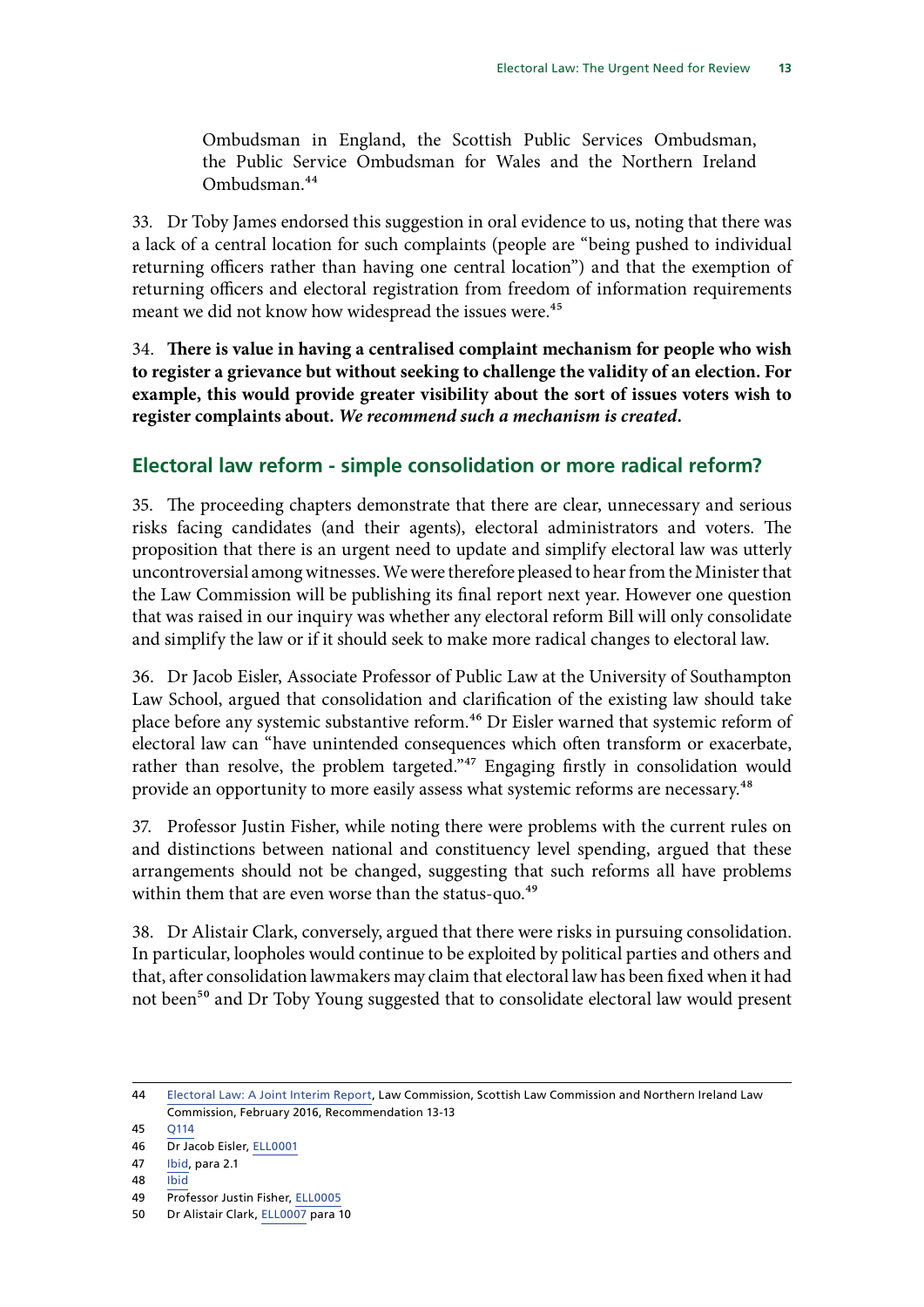> Ombudsman in England, the Scottish Public Services Ombudsman, the Public Service Ombudsman for Wales and the Northern Ireland Ombudsman.[44]

33. Dr Toby James endorsed this suggestion in oral evidence to us, noting that there was a lack of a central location for such complaints (people are "being pushed to individual returning officers rather than having one central location") and that the exemption of returning officers and electoral registration from freedom of information requirements meant we did not know how widespread the issues were.[45]

34. **There is value in having a centralised complaint mechanism for people who wish to register a grievance but without seeking to challenge the validity of an election. For example, this would provide greater visibility about the sort of issues voters wish to register complaints about.** ***We recommend such a mechanism is created.***

## Electoral law reform - simple consolidation or more radical reform?

35. The proceeding chapters demonstrate that there are clear, unnecessary and serious risks facing candidates (and their agents), electoral administrators and voters. The proposition that there is an urgent need to update and simplify electoral law was utterly uncontroversial among witnesses. We were therefore pleased to hear from the Minister that the Law Commission will be publishing its final report next year. However one question that was raised in our inquiry was whether any electoral reform Bill will only consolidate and simplify the law or if it should seek to make more radical changes to electoral law.

36. Dr Jacob Eisler, Associate Professor of Public Law at the University of Southampton Law School, argued that consolidation and clarification of the existing law should take place before any systemic substantive reform.[46] Dr Eisler warned that systemic reform of electoral law can "have unintended consequences which often transform or exacerbate, rather than resolve, the problem targeted."[47] Engaging firstly in consolidation would provide an opportunity to more easily assess what systemic reforms are necessary.[48]

37. Professor Justin Fisher, while noting there were problems with the current rules on and distinctions between national and constituency level spending, argued that these arrangements should not be changed, suggesting that such reforms all have problems within them that are even worse than the status-quo.[49]

38. Dr Alistair Clark, conversely, argued that there were risks in pursuing consolidation. In particular, loopholes would continue to be exploited by political parties and others and that, after consolidation lawmakers may claim that electoral law has been fixed when it had not been[50] and Dr Toby Young suggested that to consolidate electoral law would present

---

44 Electoral Law: A Joint Interim Report, Law Commission, Scottish Law Commission and Northern Ireland Law Commission, February 2016, Recommendation 13-13

45 Q114

46 Dr Jacob Eisler, ELL0001

47 Ibid, para 2.1

48 Ibid

49 Professor Justin Fisher, ELL0005

50 Dr Alistair Clark, ELL0007 para 10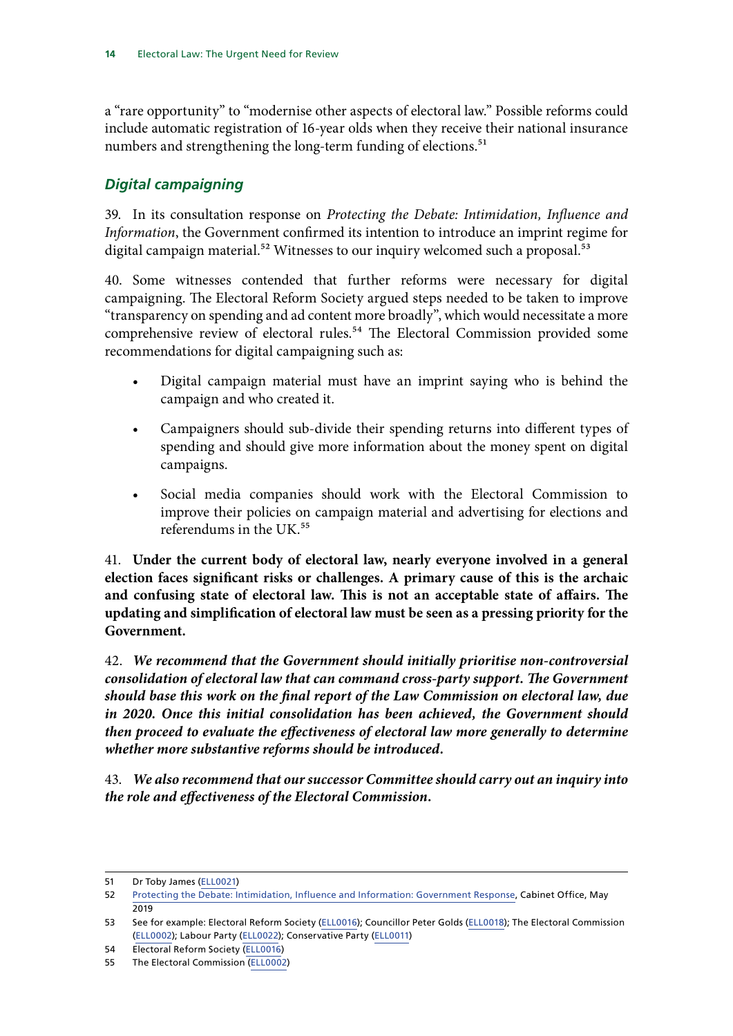a "rare opportunity" to "modernise other aspects of electoral law." Possible reforms could include automatic registration of 16-year olds when they receive their national insurance numbers and strengthening the long-term funding of elections.[51]

### *Digital campaigning*

39. In its consultation response on *Protecting the Debate: Intimidation, Influence and Information*, the Government confirmed its intention to introduce an imprint regime for digital campaign material.[52] Witnesses to our inquiry welcomed such a proposal.[53]

40. Some witnesses contended that further reforms were necessary for digital campaigning. The Electoral Reform Society argued steps needed to be taken to improve "transparency on spending and ad content more broadly", which would necessitate a more comprehensive review of electoral rules.[54] The Electoral Commission provided some recommendations for digital campaigning such as:

- Digital campaign material must have an imprint saying who is behind the campaign and who created it.
- Campaigners should sub-divide their spending returns into different types of spending and should give more information about the money spent on digital campaigns.
- Social media companies should work with the Electoral Commission to improve their policies on campaign material and advertising for elections and referendums in the UK.[55]

41. **Under the current body of electoral law, nearly everyone involved in a general election faces significant risks or challenges. A primary cause of this is the archaic and confusing state of electoral law. This is not an acceptable state of affairs. The updating and simplification of electoral law must be seen as a pressing priority for the Government.**

42. ***We recommend that the Government should initially prioritise non-controversial consolidation of electoral law that can command cross-party support. The Government should base this work on the final report of the Law Commission on electoral law, due in 2020. Once this initial consolidation has been achieved, the Government should then proceed to evaluate the effectiveness of electoral law more generally to determine whether more substantive reforms should be introduced.***

43. ***We also recommend that our successor Committee should carry out an inquiry into the role and effectiveness of the Electoral Commission.***

---

51 Dr Toby James (ELL0021)

52 Protecting the Debate: Intimidation, Influence and Information: Government Response, Cabinet Office, May 2019

53 See for example: Electoral Reform Society (ELL0016); Councillor Peter Golds (ELL0018); The Electoral Commission (ELL0002); Labour Party (ELL0022); Conservative Party (ELL0011)

54 Electoral Reform Society (ELL0016)

55 The Electoral Commission (ELL0002)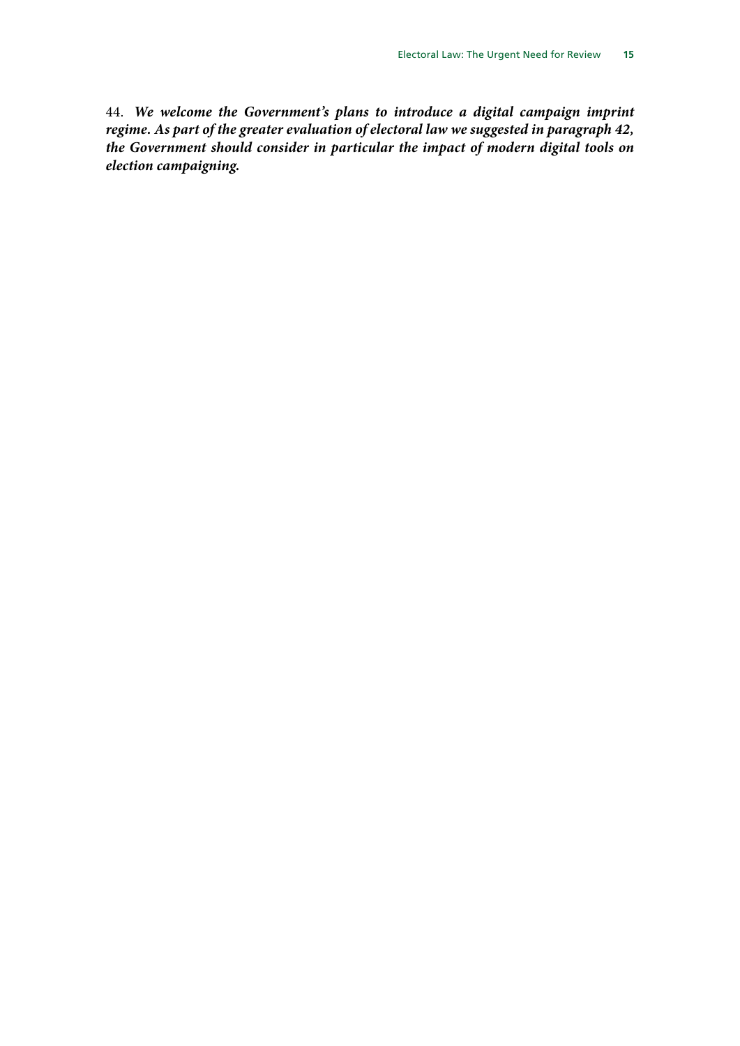44. ***We welcome the Government's plans to introduce a digital campaign imprint regime. As part of the greater evaluation of electoral law we suggested in paragraph 42, the Government should consider in particular the impact of modern digital tools on election campaigning.***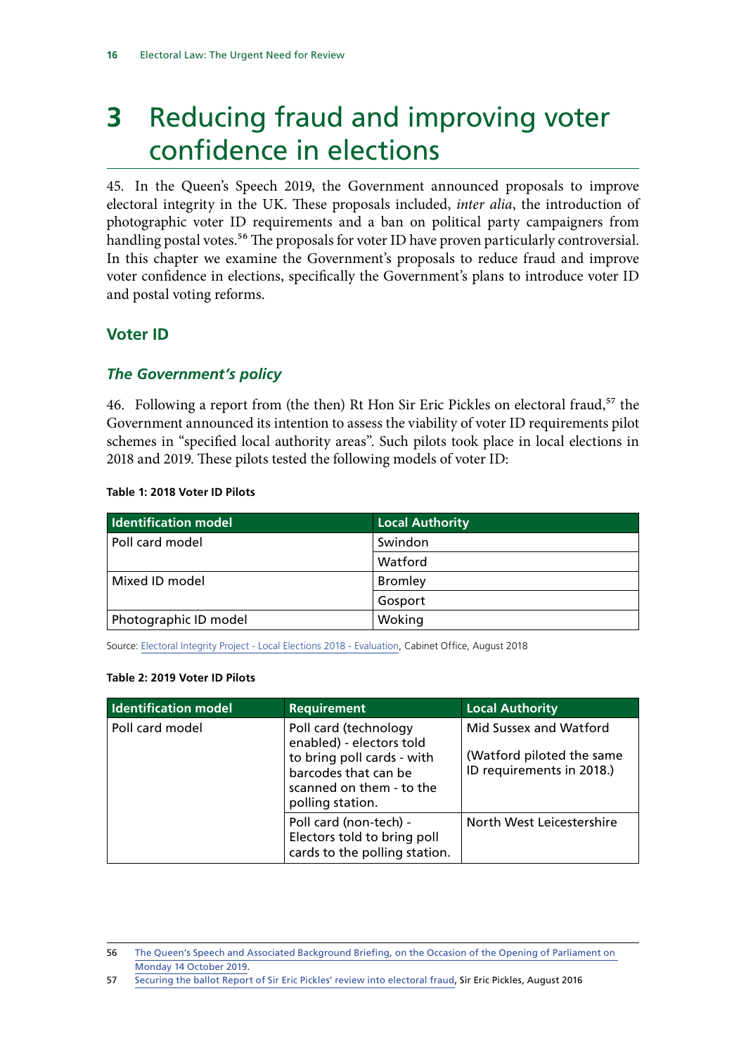# 3 Reducing fraud and improving voter confidence in elections

45. In the Queen's Speech 2019, the Government announced proposals to improve electoral integrity in the UK. These proposals included, *inter alia*, the introduction of photographic voter ID requirements and a ban on political party campaigners from handling postal votes.[56] The proposals for voter ID have proven particularly controversial. In this chapter we examine the Government's proposals to reduce fraud and improve voter confidence in elections, specifically the Government's plans to introduce voter ID and postal voting reforms.

## Voter ID

### *The Government's policy*

46. Following a report from (the then) Rt Hon Sir Eric Pickles on electoral fraud,[57] the Government announced its intention to assess the viability of voter ID requirements pilot schemes in "specified local authority areas". Such pilots took place in local elections in 2018 and 2019. These pilots tested the following models of voter ID:

**Table 1: 2018 Voter ID Pilots**

| Identification model | Local Authority |
|---|---|
| Poll card model | Swindon |
| | Watford |
| Mixed ID model | Bromley |
| | Gosport |
| Photographic ID model | Woking |

Source: Electoral Integrity Project - Local Elections 2018 - Evaluation, Cabinet Office, August 2018

**Table 2: 2019 Voter ID Pilots**

| Identification model | Requirement | Local Authority |
|---|---|---|
| Poll card model | Poll card (technology enabled) - electors told to bring poll cards - with barcodes that can be scanned on them - to the polling station. | Mid Sussex and Watford<br><br>(Watford piloted the same ID requirements in 2018.) |
| | Poll card (non-tech) - Electors told to bring poll cards to the polling station. | North West Leicestershire |

56 The Queen's Speech and Associated Background Briefing, on the Occasion of the Opening of Parliament on Monday 14 October 2019.

57 Securing the ballot Report of Sir Eric Pickles' review into electoral fraud, Sir Eric Pickles, August 2016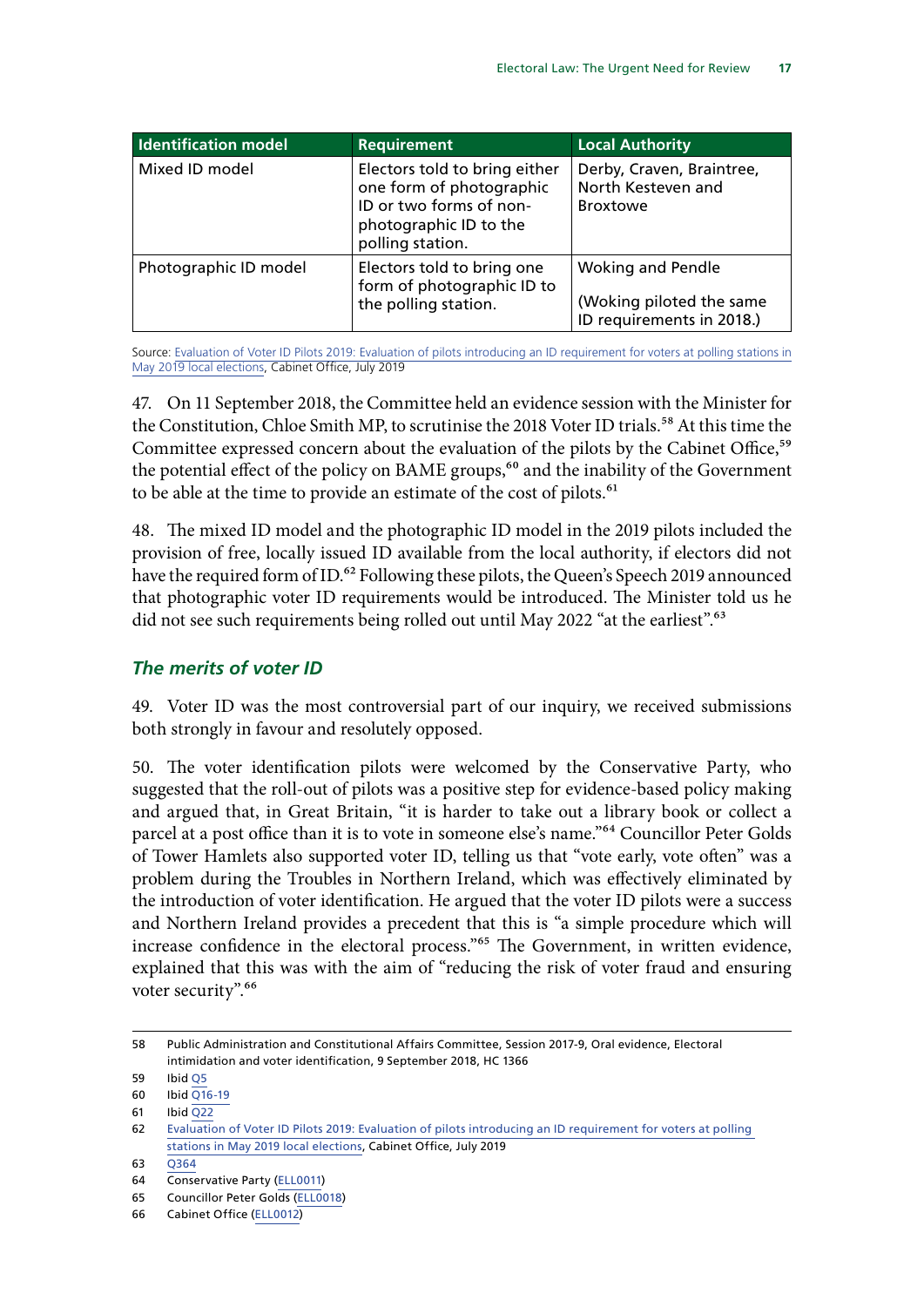| Identification model | Requirement | Local Authority |
| --- | --- | --- |
| Mixed ID model | Electors told to bring either one form of photographic ID or two forms of non-photographic ID to the polling station. | Derby, Craven, Braintree, North Kesteven and Broxtowe |
| Photographic ID model | Electors told to bring one form of photographic ID to the polling station. | Woking and Pendle<br><br>(Woking piloted the same ID requirements in 2018.) |

Source: Evaluation of Voter ID Pilots 2019: Evaluation of pilots introducing an ID requirement for voters at polling stations in May 2019 local elections, Cabinet Office, July 2019

47. On 11 September 2018, the Committee held an evidence session with the Minister for the Constitution, Chloe Smith MP, to scrutinise the 2018 Voter ID trials.[58] At this time the Committee expressed concern about the evaluation of the pilots by the Cabinet Office,[59] the potential effect of the policy on BAME groups,[60] and the inability of the Government to be able at the time to provide an estimate of the cost of pilots.[61]

48. The mixed ID model and the photographic ID model in the 2019 pilots included the provision of free, locally issued ID available from the local authority, if electors did not have the required form of ID.[62] Following these pilots, the Queen's Speech 2019 announced that photographic voter ID requirements would be introduced. The Minister told us he did not see such requirements being rolled out until May 2022 "at the earliest".[63]

### *The merits of voter ID*

49. Voter ID was the most controversial part of our inquiry, we received submissions both strongly in favour and resolutely opposed.

50. The voter identification pilots were welcomed by the Conservative Party, who suggested that the roll-out of pilots was a positive step for evidence-based policy making and argued that, in Great Britain, "it is harder to take out a library book or collect a parcel at a post office than it is to vote in someone else's name."[64] Councillor Peter Golds of Tower Hamlets also supported voter ID, telling us that "vote early, vote often" was a problem during the Troubles in Northern Ireland, which was effectively eliminated by the introduction of voter identification. He argued that the voter ID pilots were a success and Northern Ireland provides a precedent that this is "a simple procedure which will increase confidence in the electoral process."[65] The Government, in written evidence, explained that this was with the aim of "reducing the risk of voter fraud and ensuring voter security".[66]

---

58 Public Administration and Constitutional Affairs Committee, Session 2017-9, Oral evidence, Electoral intimidation and voter identification, 9 September 2018, HC 1366

59 Ibid Q5

60 Ibid Q16-19

61 Ibid Q22

62 Evaluation of Voter ID Pilots 2019: Evaluation of pilots introducing an ID requirement for voters at polling stations in May 2019 local elections, Cabinet Office, July 2019

63 Q364

64 Conservative Party (ELL0011)

65 Councillor Peter Golds (ELL0018)

66 Cabinet Office (ELL0012)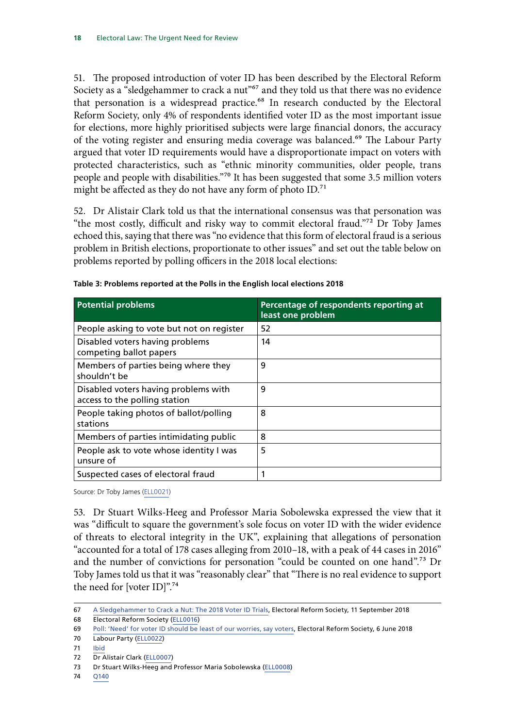51. The proposed introduction of voter ID has been described by the Electoral Reform Society as a "sledgehammer to crack a nut"[67] and they told us that there was no evidence that personation is a widespread practice.[68] In research conducted by the Electoral Reform Society, only 4% of respondents identified voter ID as the most important issue for elections, more highly prioritised subjects were large financial donors, the accuracy of the voting register and ensuring media coverage was balanced.[69] The Labour Party argued that voter ID requirements would have a disproportionate impact on voters with protected characteristics, such as "ethnic minority communities, older people, trans people and people with disabilities."[70] It has been suggested that some 3.5 million voters might be affected as they do not have any form of photo ID.[71]

52. Dr Alistair Clark told us that the international consensus was that personation was "the most costly, difficult and risky way to commit electoral fraud."[72] Dr Toby James echoed this, saying that there was "no evidence that this form of electoral fraud is a serious problem in British elections, proportionate to other issues" and set out the table below on problems reported by polling officers in the 2018 local elections:

**Table 3: Problems reported at the Polls in the English local elections 2018**

| Potential problems | Percentage of respondents reporting at least one problem |
|---|---|
| People asking to vote but not on register | 52 |
| Disabled voters having problems competing ballot papers | 14 |
| Members of parties being where they shouldn't be | 9 |
| Disabled voters having problems with access to the polling station | 9 |
| People taking photos of ballot/polling stations | 8 |
| Members of parties intimidating public | 8 |
| People ask to vote whose identity I was unsure of | 5 |
| Suspected cases of electoral fraud | 1 |

Source: Dr Toby James (ELL0021)

53. Dr Stuart Wilks-Heeg and Professor Maria Sobolewska expressed the view that it was "difficult to square the government's sole focus on voter ID with the wider evidence of threats to electoral integrity in the UK", explaining that allegations of personation "accounted for a total of 178 cases alleging from 2010–18, with a peak of 44 cases in 2016" and the number of convictions for personation "could be counted on one hand".[73] Dr Toby James told us that it was "reasonably clear" that "There is no real evidence to support the need for [voter ID]".[74]

---

67 A Sledgehammer to Crack a Nut: The 2018 Voter ID Trials, Electoral Reform Society, 11 September 2018

68 Electoral Reform Society (ELL0016)

69 Poll: 'Need' for voter ID should be least of our worries, say voters, Electoral Reform Society, 6 June 2018

70 Labour Party (ELL0022)

71 Ibid

72 Dr Alistair Clark (ELL0007)

73 Dr Stuart Wilks-Heeg and Professor Maria Sobolewska (ELL0008)

74 Q140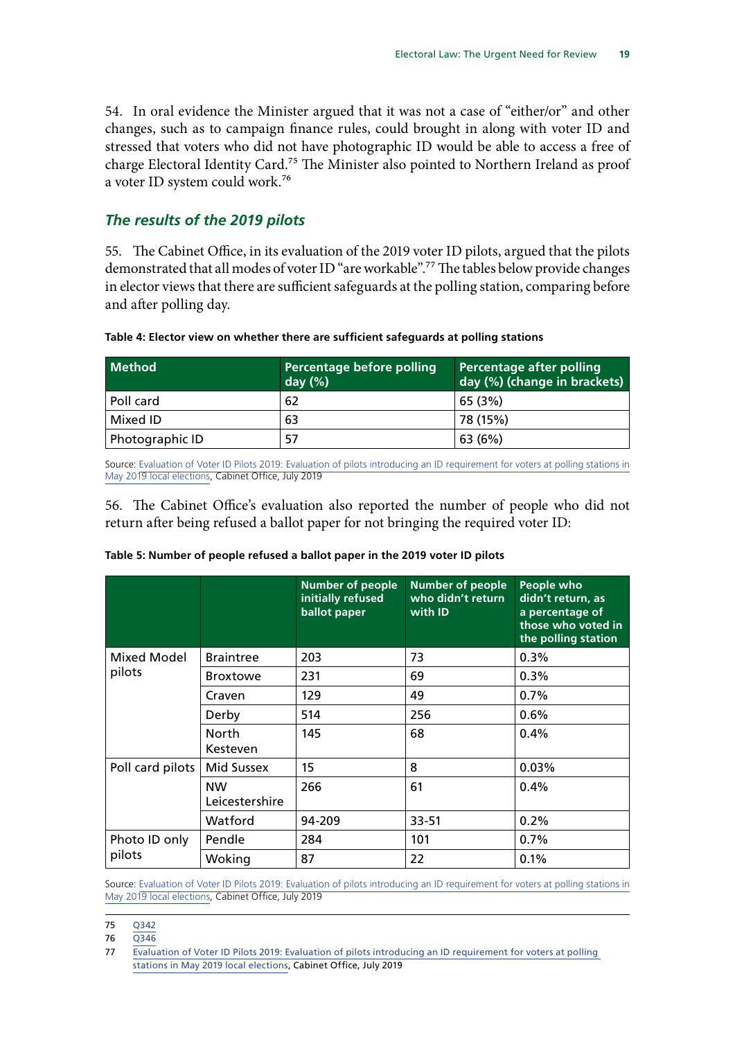54. In oral evidence the Minister argued that it was not a case of "either/or" and other changes, such as to campaign finance rules, could brought in along with voter ID and stressed that voters who did not have photographic ID would be able to access a free of charge Electoral Identity Card.[75] The Minister also pointed to Northern Ireland as proof a voter ID system could work.[76]

### *The results of the 2019 pilots*

55. The Cabinet Office, in its evaluation of the 2019 voter ID pilots, argued that the pilots demonstrated that all modes of voter ID "are workable".[77] The tables below provide changes in elector views that there are sufficient safeguards at the polling station, comparing before and after polling day.

**Table 4: Elector view on whether there are sufficient safeguards at polling stations**

| Method | Percentage before polling day (%) | Percentage after polling day (%) (change in brackets) |
| --- | --- | --- |
| Poll card | 62 | 65 (3%) |
| Mixed ID | 63 | 78 (15%) |
| Photographic ID | 57 | 63 (6%) |

Source: Evaluation of Voter ID Pilots 2019: Evaluation of pilots introducing an ID requirement for voters at polling stations in May 2019 local elections, Cabinet Office, July 2019

56. The Cabinet Office's evaluation also reported the number of people who did not return after being refused a ballot paper for not bringing the required voter ID:

**Table 5: Number of people refused a ballot paper in the 2019 voter ID pilots**

| | | Number of people initially refused ballot paper | Number of people who didn't return with ID | People who didn't return, as a percentage of those who voted in the polling station |
| --- | --- | --- | --- | --- |
| Mixed Model pilots | Braintree | 203 | 73 | 0.3% |
| | Broxtowe | 231 | 69 | 0.3% |
| | Craven | 129 | 49 | 0.7% |
| | Derby | 514 | 256 | 0.6% |
| | North Kesteven | 145 | 68 | 0.4% |
| Poll card pilots | Mid Sussex | 15 | 8 | 0.03% |
| | NW Leicestershire | 266 | 61 | 0.4% |
| | Watford | 94-209 | 33-51 | 0.2% |
| Photo ID only pilots | Pendle | 284 | 101 | 0.7% |
| | Woking | 87 | 22 | 0.1% |

Source: Evaluation of Voter ID Pilots 2019: Evaluation of pilots introducing an ID requirement for voters at polling stations in May 2019 local elections, Cabinet Office, July 2019

75 Q342

76 Q346

77 Evaluation of Voter ID Pilots 2019: Evaluation of pilots introducing an ID requirement for voters at polling stations in May 2019 local elections, Cabinet Office, July 2019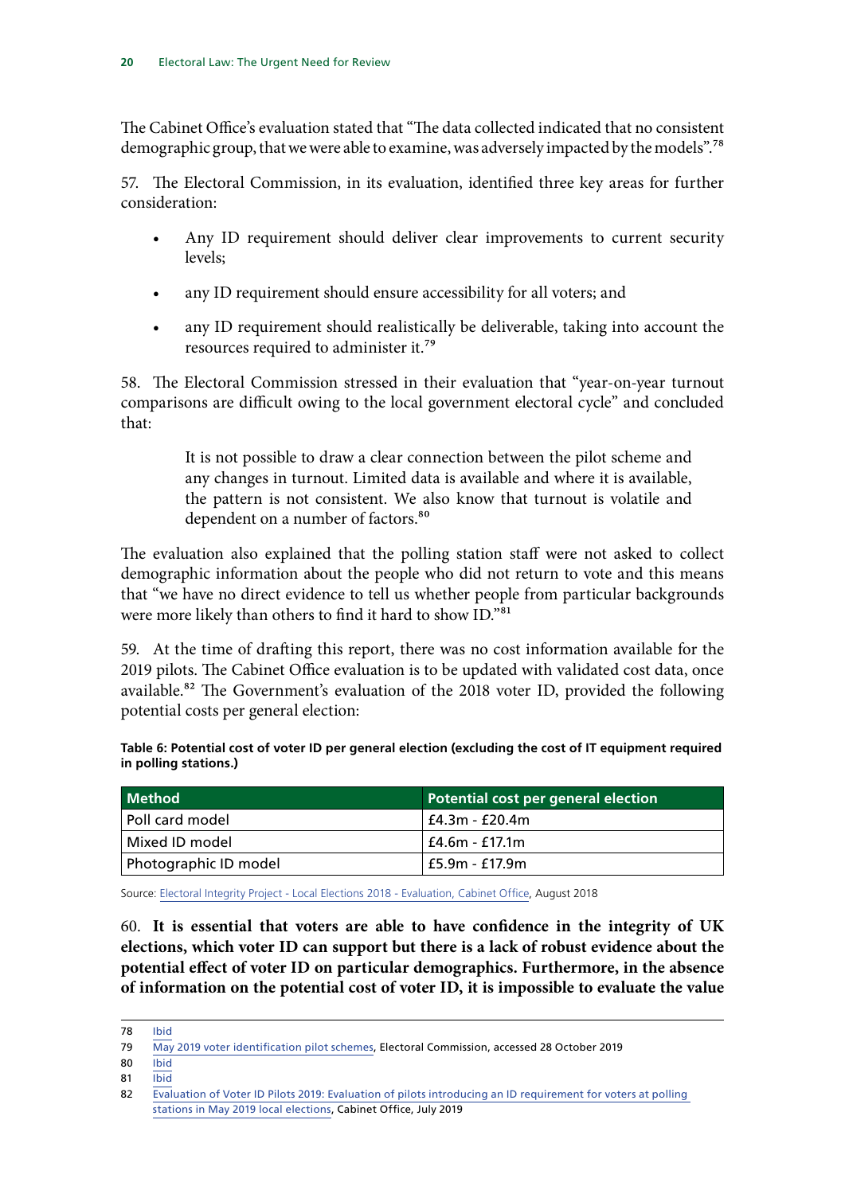The Cabinet Office's evaluation stated that "The data collected indicated that no consistent demographic group, that we were able to examine, was adversely impacted by the models".[78]

57. The Electoral Commission, in its evaluation, identified three key areas for further consideration:

- Any ID requirement should deliver clear improvements to current security levels;
- any ID requirement should ensure accessibility for all voters; and
- any ID requirement should realistically be deliverable, taking into account the resources required to administer it.[79]

58. The Electoral Commission stressed in their evaluation that "year-on-year turnout comparisons are difficult owing to the local government electoral cycle" and concluded that:

> It is not possible to draw a clear connection between the pilot scheme and any changes in turnout. Limited data is available and where it is available, the pattern is not consistent. We also know that turnout is volatile and dependent on a number of factors.[80]

The evaluation also explained that the polling station staff were not asked to collect demographic information about the people who did not return to vote and this means that "we have no direct evidence to tell us whether people from particular backgrounds were more likely than others to find it hard to show ID."[81]

59. At the time of drafting this report, there was no cost information available for the 2019 pilots. The Cabinet Office evaluation is to be updated with validated cost data, once available.[82] The Government's evaluation of the 2018 voter ID, provided the following potential costs per general election:

**Table 6: Potential cost of voter ID per general election (excluding the cost of IT equipment required in polling stations.)**

| Method | Potential cost per general election |
| --- | --- |
| Poll card model | £4.3m - £20.4m |
| Mixed ID model | £4.6m - £17.1m |
| Photographic ID model | £5.9m - £17.9m |

Source: Electoral Integrity Project - Local Elections 2018 - Evaluation, Cabinet Office, August 2018

60. **It is essential that voters are able to have confidence in the integrity of UK elections, which voter ID can support but there is a lack of robust evidence about the potential effect of voter ID on particular demographics. Furthermore, in the absence of information on the potential cost of voter ID, it is impossible to evaluate the value**

---

78 Ibid

79 May 2019 voter identification pilot schemes, Electoral Commission, accessed 28 October 2019

80 Ibid

81 Ibid

82 Evaluation of Voter ID Pilots 2019: Evaluation of pilots introducing an ID requirement for voters at polling stations in May 2019 local elections, Cabinet Office, July 2019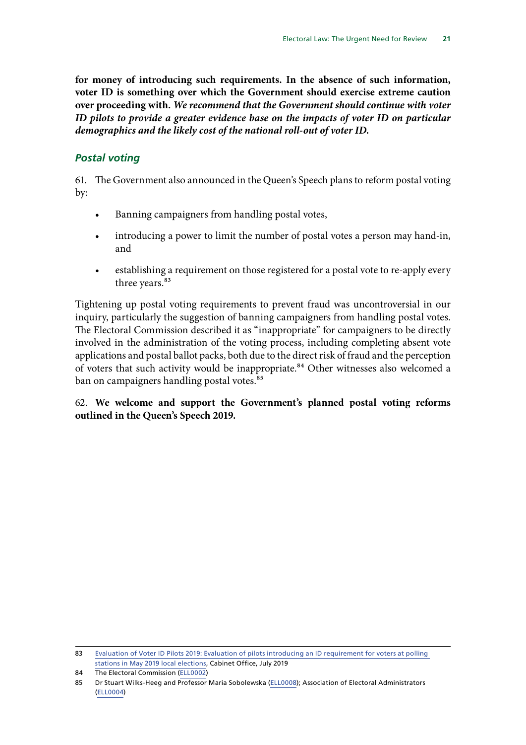**for money of introducing such requirements. In the absence of such information, voter ID is something over which the Government should exercise extreme caution over proceeding with.** ***We recommend that the Government should continue with voter ID pilots to provide a greater evidence base on the impacts of voter ID on particular demographics and the likely cost of the national roll-out of voter ID.***

### *Postal voting*

61. The Government also announced in the Queen's Speech plans to reform postal voting by:

- Banning campaigners from handling postal votes,
- introducing a power to limit the number of postal votes a person may hand-in, and
- establishing a requirement on those registered for a postal vote to re-apply every three years.[83]

Tightening up postal voting requirements to prevent fraud was uncontroversial in our inquiry, particularly the suggestion of banning campaigners from handling postal votes. The Electoral Commission described it as "inappropriate" for campaigners to be directly involved in the administration of the voting process, including completing absent vote applications and postal ballot packs, both due to the direct risk of fraud and the perception of voters that such activity would be inappropriate.[84] Other witnesses also welcomed a ban on campaigners handling postal votes.[85]

62. **We welcome and support the Government's planned postal voting reforms outlined in the Queen's Speech 2019.**

---

83 Evaluation of Voter ID Pilots 2019: Evaluation of pilots introducing an ID requirement for voters at polling stations in May 2019 local elections, Cabinet Office, July 2019

84 The Electoral Commission (ELL0002)

85 Dr Stuart Wilks-Heeg and Professor Maria Sobolewska (ELL0008); Association of Electoral Administrators (ELL0004)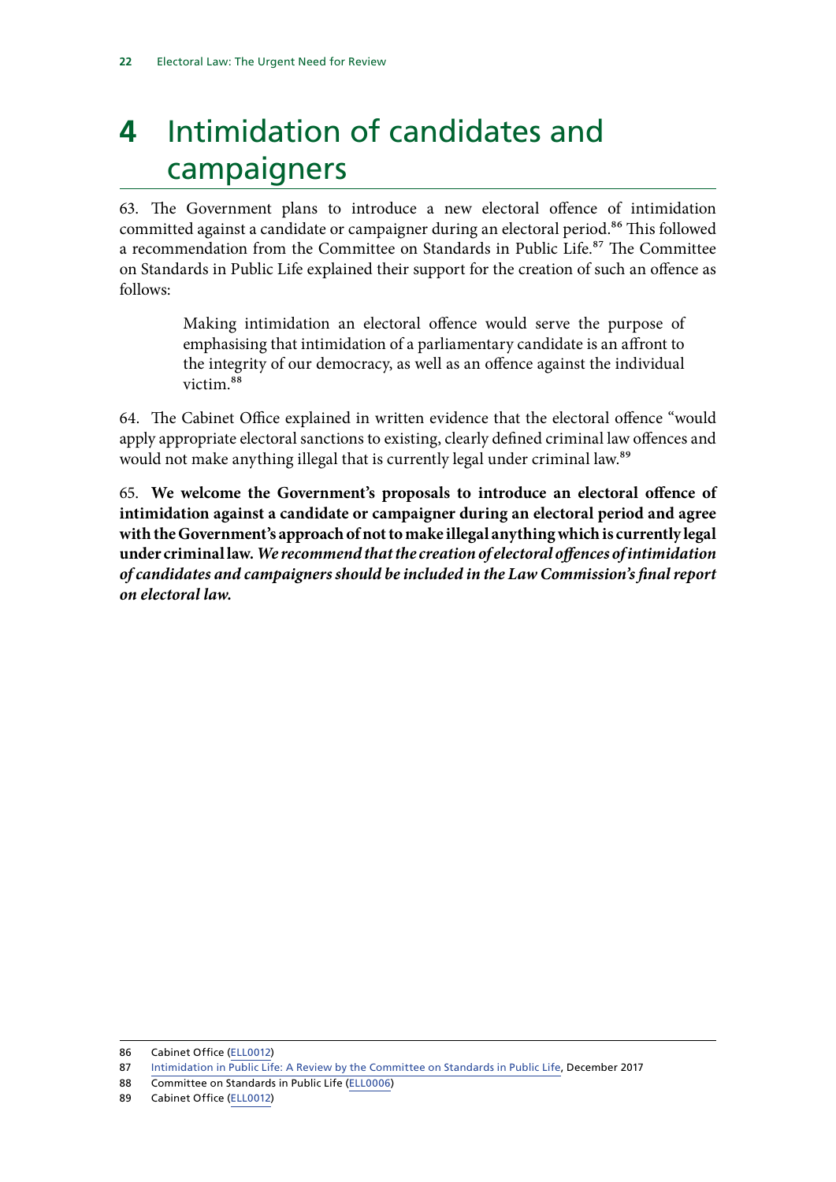# 4 Intimidation of candidates and campaigners

63. The Government plans to introduce a new electoral offence of intimidation committed against a candidate or campaigner during an electoral period.[86] This followed a recommendation from the Committee on Standards in Public Life.[87] The Committee on Standards in Public Life explained their support for the creation of such an offence as follows:

> Making intimidation an electoral offence would serve the purpose of emphasising that intimidation of a parliamentary candidate is an affront to the integrity of our democracy, as well as an offence against the individual victim.[88]

64. The Cabinet Office explained in written evidence that the electoral offence "would apply appropriate electoral sanctions to existing, clearly defined criminal law offences and would not make anything illegal that is currently legal under criminal law.[89]

65. **We welcome the Government's proposals to introduce an electoral offence of intimidation against a candidate or campaigner during an electoral period and agree with the Government's approach of not to make illegal anything which is currently legal under criminal law.** ***We recommend that the creation of electoral offences of intimidation of candidates and campaigners should be included in the Law Commission's final report on electoral law.***

---

86 Cabinet Office (ELL0012)

87 Intimidation in Public Life: A Review by the Committee on Standards in Public Life, December 2017

88 Committee on Standards in Public Life (ELL0006)

89 Cabinet Office (ELL0012)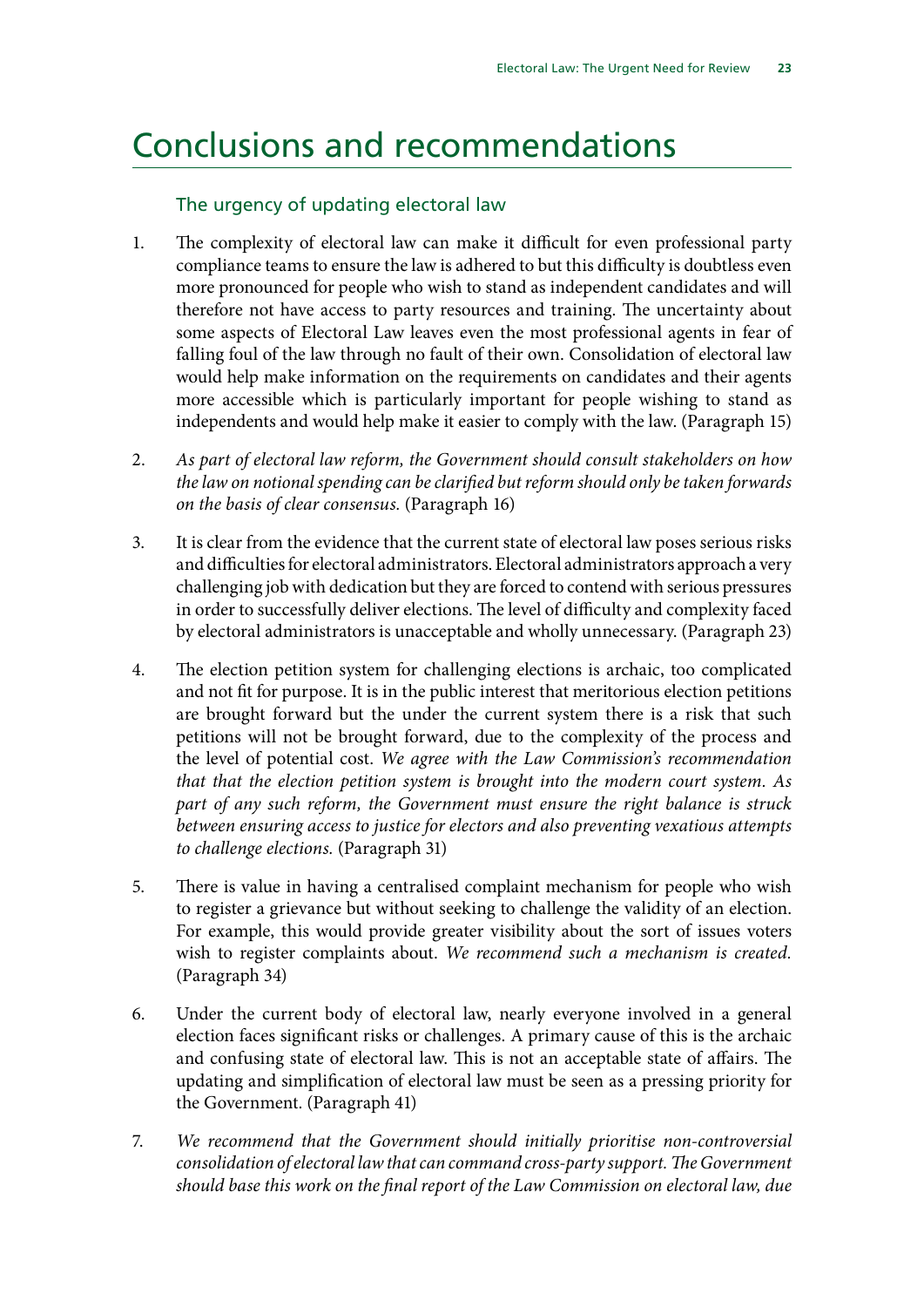# Conclusions and recommendations

## The urgency of updating electoral law

1. The complexity of electoral law can make it difficult for even professional party compliance teams to ensure the law is adhered to but this difficulty is doubtless even more pronounced for people who wish to stand as independent candidates and will therefore not have access to party resources and training. The uncertainty about some aspects of Electoral Law leaves even the most professional agents in fear of falling foul of the law through no fault of their own. Consolidation of electoral law would help make information on the requirements on candidates and their agents more accessible which is particularly important for people wishing to stand as independents and would help make it easier to comply with the law. (Paragraph 15)

2. *As part of electoral law reform, the Government should consult stakeholders on how the law on notional spending can be clarified but reform should only be taken forwards on the basis of clear consensus.* (Paragraph 16)

3. It is clear from the evidence that the current state of electoral law poses serious risks and difficulties for electoral administrators. Electoral administrators approach a very challenging job with dedication but they are forced to contend with serious pressures in order to successfully deliver elections. The level of difficulty and complexity faced by electoral administrators is unacceptable and wholly unnecessary. (Paragraph 23)

4. The election petition system for challenging elections is archaic, too complicated and not fit for purpose. It is in the public interest that meritorious election petitions are brought forward but the under the current system there is a risk that such petitions will not be brought forward, due to the complexity of the process and the level of potential cost. *We agree with the Law Commission's recommendation that that the election petition system is brought into the modern court system. As part of any such reform, the Government must ensure the right balance is struck between ensuring access to justice for electors and also preventing vexatious attempts to challenge elections.* (Paragraph 31)

5. There is value in having a centralised complaint mechanism for people who wish to register a grievance but without seeking to challenge the validity of an election. For example, this would provide greater visibility about the sort of issues voters wish to register complaints about. *We recommend such a mechanism is created.* (Paragraph 34)

6. Under the current body of electoral law, nearly everyone involved in a general election faces significant risks or challenges. A primary cause of this is the archaic and confusing state of electoral law. This is not an acceptable state of affairs. The updating and simplification of electoral law must be seen as a pressing priority for the Government. (Paragraph 41)

7. *We recommend that the Government should initially prioritise non-controversial consolidation of electoral law that can command cross-party support. The Government should base this work on the final report of the Law Commission on electoral law, due*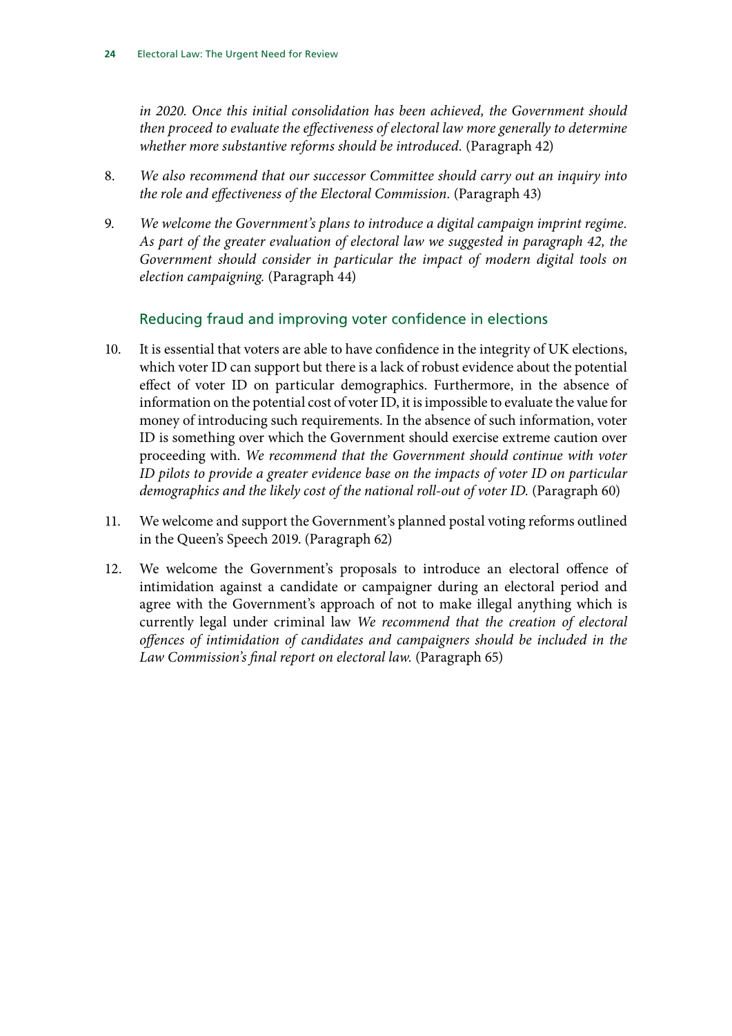*in 2020. Once this initial consolidation has been achieved, the Government should then proceed to evaluate the effectiveness of electoral law more generally to determine whether more substantive reforms should be introduced.* (Paragraph 42)

8. *We also recommend that our successor Committee should carry out an inquiry into the role and effectiveness of the Electoral Commission.* (Paragraph 43)

9. *We welcome the Government's plans to introduce a digital campaign imprint regime. As part of the greater evaluation of electoral law we suggested in paragraph 42, the Government should consider in particular the impact of modern digital tools on election campaigning.* (Paragraph 44)

### Reducing fraud and improving voter confidence in elections

10. It is essential that voters are able to have confidence in the integrity of UK elections, which voter ID can support but there is a lack of robust evidence about the potential effect of voter ID on particular demographics. Furthermore, in the absence of information on the potential cost of voter ID, it is impossible to evaluate the value for money of introducing such requirements. In the absence of such information, voter ID is something over which the Government should exercise extreme caution over proceeding with. *We recommend that the Government should continue with voter ID pilots to provide a greater evidence base on the impacts of voter ID on particular demographics and the likely cost of the national roll-out of voter ID.* (Paragraph 60)

11. We welcome and support the Government's planned postal voting reforms outlined in the Queen's Speech 2019. (Paragraph 62)

12. We welcome the Government's proposals to introduce an electoral offence of intimidation against a candidate or campaigner during an electoral period and agree with the Government's approach of not to make illegal anything which is currently legal under criminal law *We recommend that the creation of electoral offences of intimidation of candidates and campaigners should be included in the Law Commission's final report on electoral law.* (Paragraph 65)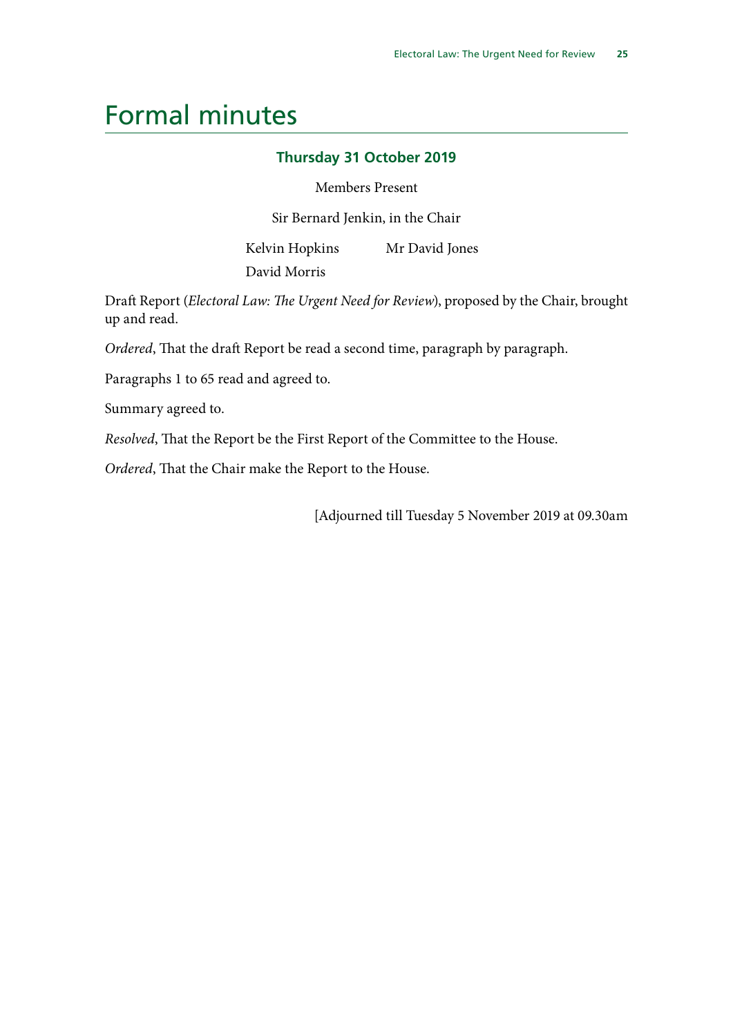# Formal minutes

### Thursday 31 October 2019

Members Present

Sir Bernard Jenkin, in the Chair

Kelvin Hopkins
Mr David Jones
David Morris

Draft Report (*Electoral Law: The Urgent Need for Review*), proposed by the Chair, brought up and read.

*Ordered*, That the draft Report be read a second time, paragraph by paragraph.

Paragraphs 1 to 65 read and agreed to.

Summary agreed to.

*Resolved*, That the Report be the First Report of the Committee to the House.

*Ordered*, That the Chair make the Report to the House.

[Adjourned till Tuesday 5 November 2019 at 09.30am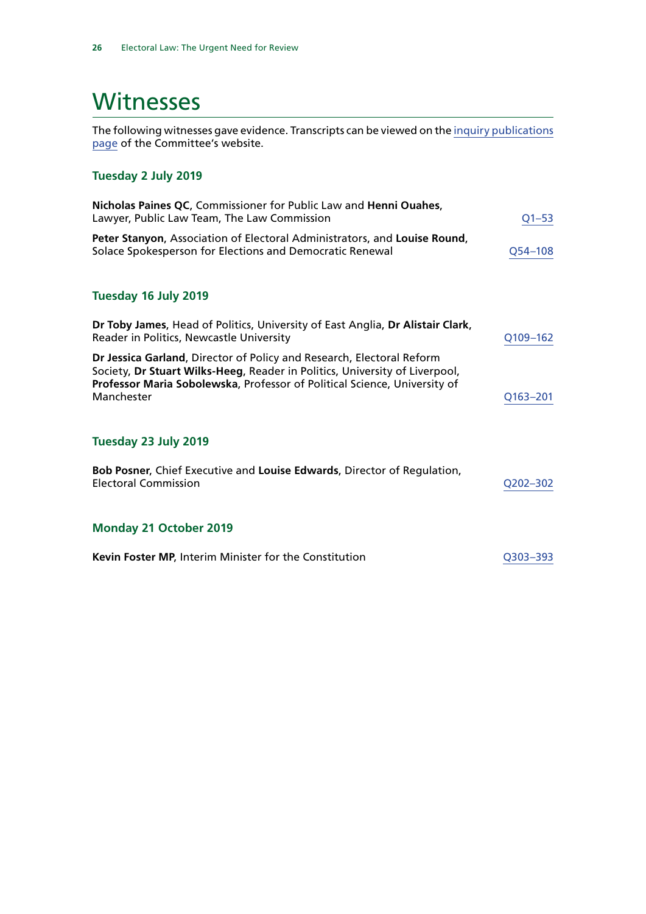# Witnesses

The following witnesses gave evidence. Transcripts can be viewed on the inquiry publications page of the Committee's website.

### Tuesday 2 July 2019

**Nicholas Paines QC**, Commissioner for Public Law and **Henni Ouahes**, Lawyer, Public Law Team, The Law Commission — Q1–53

**Peter Stanyon**, Association of Electoral Administrators, and **Louise Round**, Solace Spokesperson for Elections and Democratic Renewal — Q54–108

### Tuesday 16 July 2019

**Dr Toby James**, Head of Politics, University of East Anglia, **Dr Alistair Clark**, Reader in Politics, Newcastle University — Q109–162

**Dr Jessica Garland**, Director of Policy and Research, Electoral Reform Society, **Dr Stuart Wilks-Heeg**, Reader in Politics, University of Liverpool, **Professor Maria Sobolewska**, Professor of Political Science, University of Manchester — Q163–201

### Tuesday 23 July 2019

**Bob Posner**, Chief Executive and **Louise Edwards**, Director of Regulation, Electoral Commission — Q202–302

### Monday 21 October 2019

**Kevin Foster MP**, Interim Minister for the Constitution — Q303–393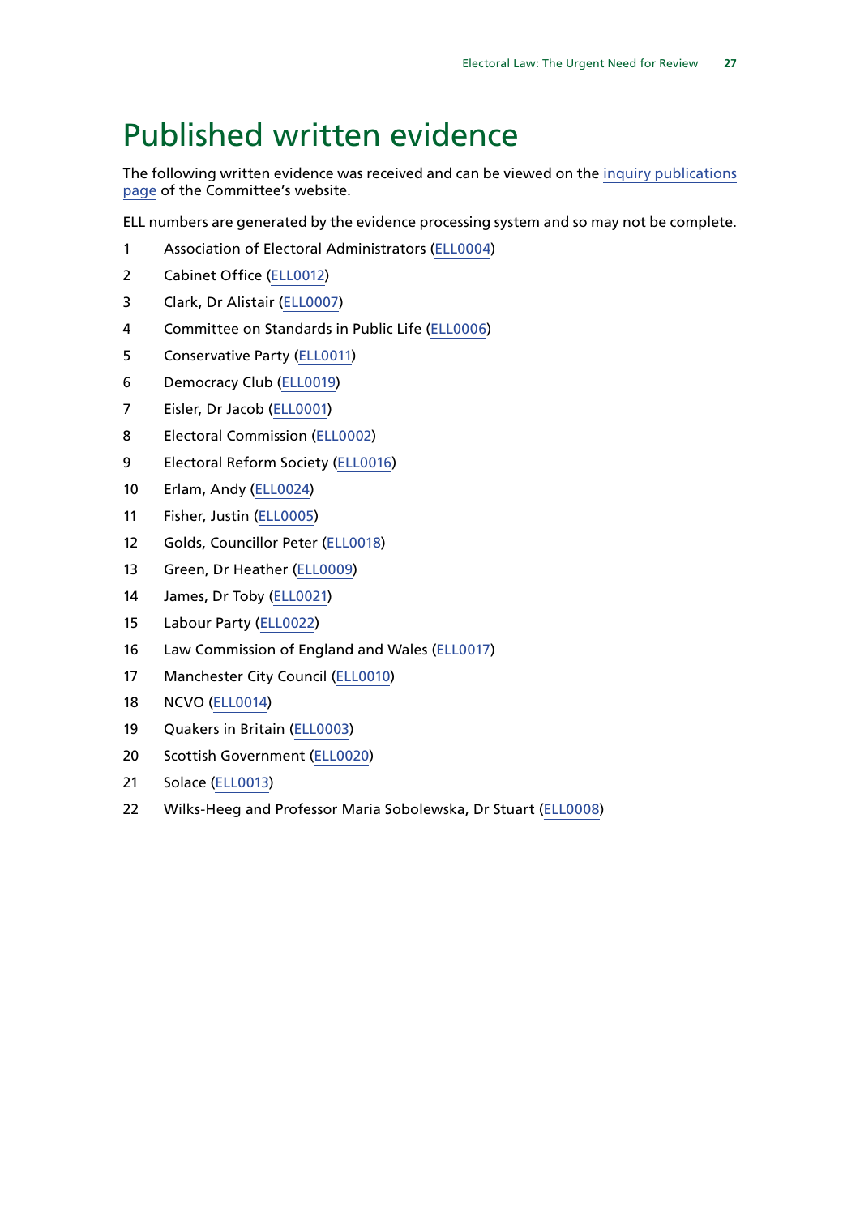# Published written evidence

The following written evidence was received and can be viewed on the inquiry publications page of the Committee's website.

ELL numbers are generated by the evidence processing system and so may not be complete.

1. Association of Electoral Administrators (ELL0004)
2. Cabinet Office (ELL0012)
3. Clark, Dr Alistair (ELL0007)
4. Committee on Standards in Public Life (ELL0006)
5. Conservative Party (ELL0011)
6. Democracy Club (ELL0019)
7. Eisler, Dr Jacob (ELL0001)
8. Electoral Commission (ELL0002)
9. Electoral Reform Society (ELL0016)
10. Erlam, Andy (ELL0024)
11. Fisher, Justin (ELL0005)
12. Golds, Councillor Peter (ELL0018)
13. Green, Dr Heather (ELL0009)
14. James, Dr Toby (ELL0021)
15. Labour Party (ELL0022)
16. Law Commission of England and Wales (ELL0017)
17. Manchester City Council (ELL0010)
18. NCVO (ELL0014)
19. Quakers in Britain (ELL0003)
20. Scottish Government (ELL0020)
21. Solace (ELL0013)
22. Wilks-Heeg and Professor Maria Sobolewska, Dr Stuart (ELL0008)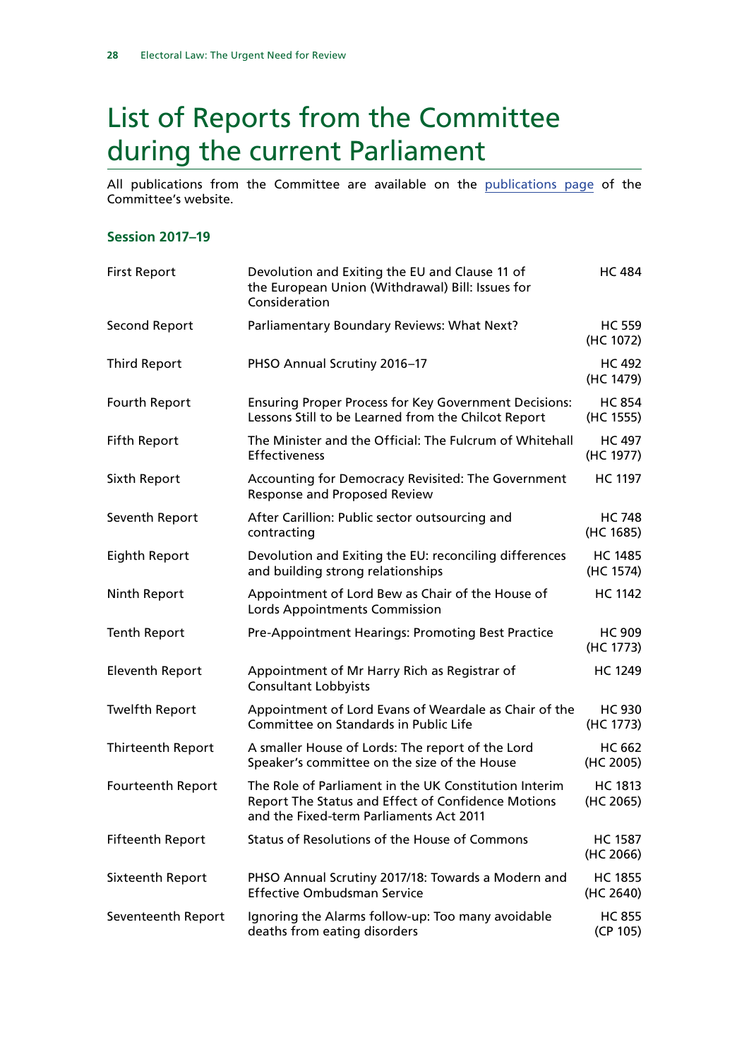# List of Reports from the Committee during the current Parliament

All publications from the Committee are available on the publications page of the Committee's website.

### Session 2017–19

| | | |
|---|---|---|
| First Report | Devolution and Exiting the EU and Clause 11 of the European Union (Withdrawal) Bill: Issues for Consideration | HC 484 |
| Second Report | Parliamentary Boundary Reviews: What Next? | HC 559 (HC 1072) |
| Third Report | PHSO Annual Scrutiny 2016–17 | HC 492 (HC 1479) |
| Fourth Report | Ensuring Proper Process for Key Government Decisions: Lessons Still to be Learned from the Chilcot Report | HC 854 (HC 1555) |
| Fifth Report | The Minister and the Official: The Fulcrum of Whitehall Effectiveness | HC 497 (HC 1977) |
| Sixth Report | Accounting for Democracy Revisited: The Government Response and Proposed Review | HC 1197 |
| Seventh Report | After Carillion: Public sector outsourcing and contracting | HC 748 (HC 1685) |
| Eighth Report | Devolution and Exiting the EU: reconciling differences and building strong relationships | HC 1485 (HC 1574) |
| Ninth Report | Appointment of Lord Bew as Chair of the House of Lords Appointments Commission | HC 1142 |
| Tenth Report | Pre-Appointment Hearings: Promoting Best Practice | HC 909 (HC 1773) |
| Eleventh Report | Appointment of Mr Harry Rich as Registrar of Consultant Lobbyists | HC 1249 |
| Twelfth Report | Appointment of Lord Evans of Weardale as Chair of the Committee on Standards in Public Life | HC 930 (HC 1773) |
| Thirteenth Report | A smaller House of Lords: The report of the Lord Speaker's committee on the size of the House | HC 662 (HC 2005) |
| Fourteenth Report | The Role of Parliament in the UK Constitution Interim Report The Status and Effect of Confidence Motions and the Fixed-term Parliaments Act 2011 | HC 1813 (HC 2065) |
| Fifteenth Report | Status of Resolutions of the House of Commons | HC 1587 (HC 2066) |
| Sixteenth Report | PHSO Annual Scrutiny 2017/18: Towards a Modern and Effective Ombudsman Service | HC 1855 (HC 2640) |
| Seventeenth Report | Ignoring the Alarms follow-up: Too many avoidable deaths from eating disorders | HC 855 (CP 105) |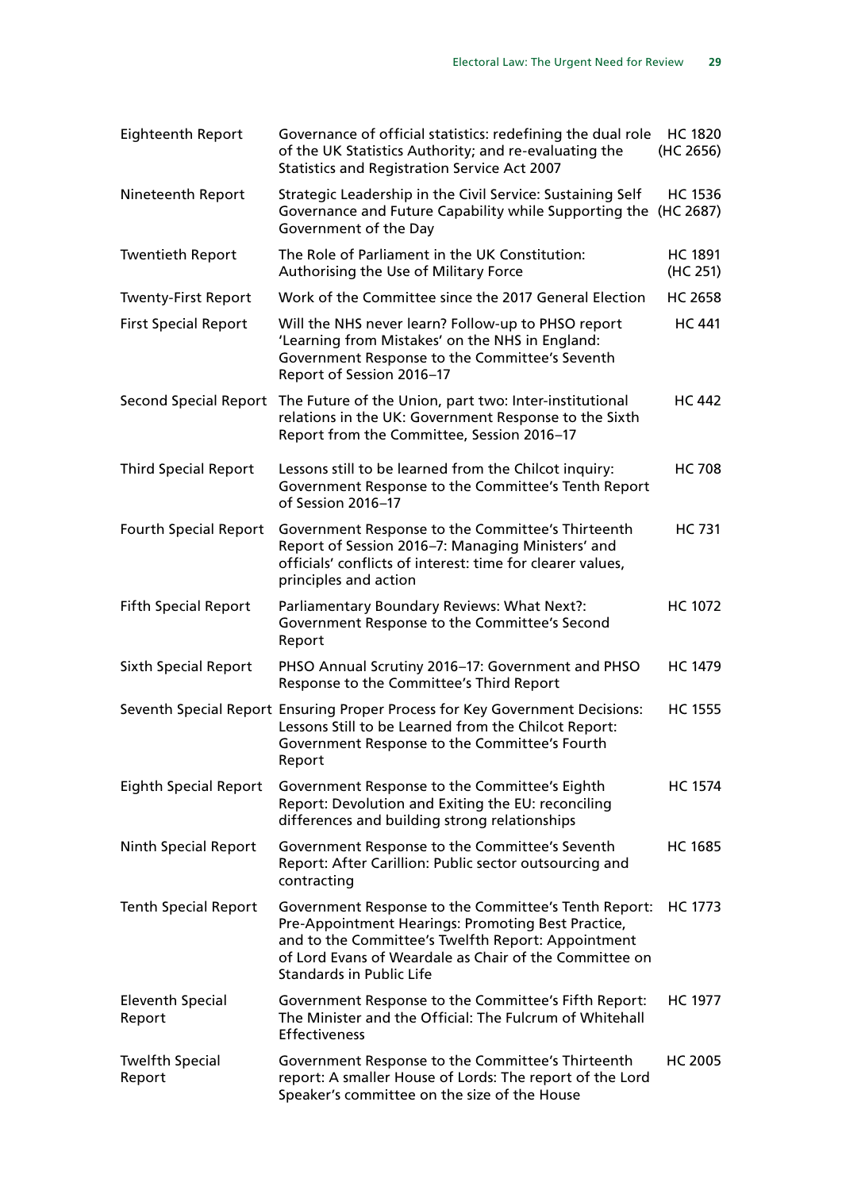| | | |
|---|---|---|
| Eighteenth Report | Governance of official statistics: redefining the dual role of the UK Statistics Authority; and re-evaluating the Statistics and Registration Service Act 2007 | HC 1820 (HC 2656) |
| Nineteenth Report | Strategic Leadership in the Civil Service: Sustaining Self Governance and Future Capability while Supporting the Government of the Day | HC 1536 (HC 2687) |
| Twentieth Report | The Role of Parliament in the UK Constitution: Authorising the Use of Military Force | HC 1891 (HC 251) |
| Twenty-First Report | Work of the Committee since the 2017 General Election | HC 2658 |
| First Special Report | Will the NHS never learn? Follow-up to PHSO report 'Learning from Mistakes' on the NHS in England: Government Response to the Committee's Seventh Report of Session 2016–17 | HC 441 |
| Second Special Report | The Future of the Union, part two: Inter-institutional relations in the UK: Government Response to the Sixth Report from the Committee, Session 2016–17 | HC 442 |
| Third Special Report | Lessons still to be learned from the Chilcot inquiry: Government Response to the Committee's Tenth Report of Session 2016–17 | HC 708 |
| Fourth Special Report | Government Response to the Committee's Thirteenth Report of Session 2016–7: Managing Ministers' and officials' conflicts of interest: time for clearer values, principles and action | HC 731 |
| Fifth Special Report | Parliamentary Boundary Reviews: What Next?: Government Response to the Committee's Second Report | HC 1072 |
| Sixth Special Report | PHSO Annual Scrutiny 2016–17: Government and PHSO Response to the Committee's Third Report | HC 1479 |
| Seventh Special Report | Ensuring Proper Process for Key Government Decisions: Lessons Still to be Learned from the Chilcot Report: Government Response to the Committee's Fourth Report | HC 1555 |
| Eighth Special Report | Government Response to the Committee's Eighth Report: Devolution and Exiting the EU: reconciling differences and building strong relationships | HC 1574 |
| Ninth Special Report | Government Response to the Committee's Seventh Report: After Carillion: Public sector outsourcing and contracting | HC 1685 |
| Tenth Special Report | Government Response to the Committee's Tenth Report: Pre-Appointment Hearings: Promoting Best Practice, and to the Committee's Twelfth Report: Appointment of Lord Evans of Weardale as Chair of the Committee on Standards in Public Life | HC 1773 |
| Eleventh Special Report | Government Response to the Committee's Fifth Report: The Minister and the Official: The Fulcrum of Whitehall Effectiveness | HC 1977 |
| Twelfth Special Report | Government Response to the Committee's Thirteenth report: A smaller House of Lords: The report of the Lord Speaker's committee on the size of the House | HC 2005 |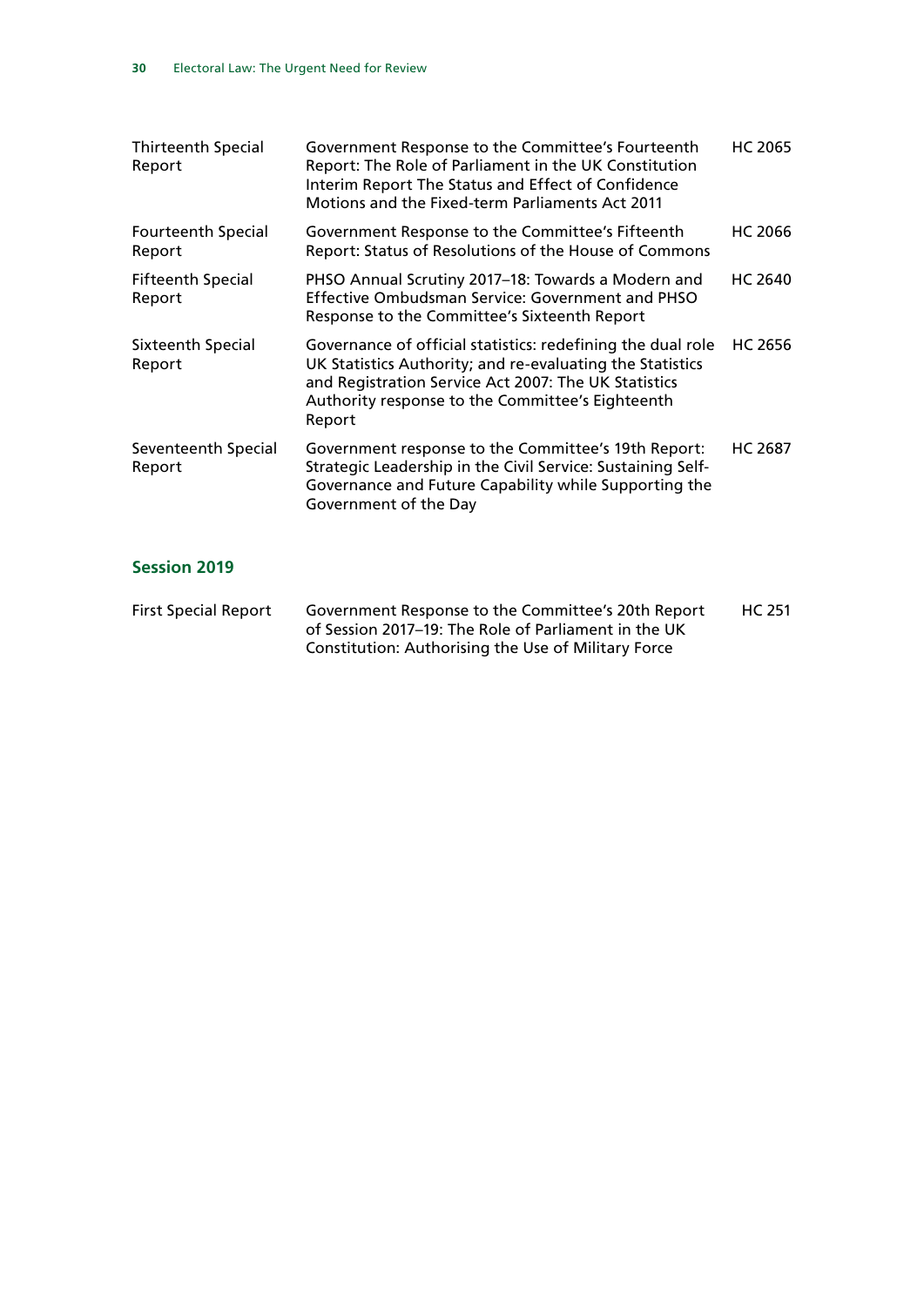| | | |
|---|---|---|
| Thirteenth Special Report | Government Response to the Committee's Fourteenth Report: The Role of Parliament in the UK Constitution Interim Report The Status and Effect of Confidence Motions and the Fixed-term Parliaments Act 2011 | HC 2065 |
| Fourteenth Special Report | Government Response to the Committee's Fifteenth Report: Status of Resolutions of the House of Commons | HC 2066 |
| Fifteenth Special Report | PHSO Annual Scrutiny 2017–18: Towards a Modern and Effective Ombudsman Service: Government and PHSO Response to the Committee's Sixteenth Report | HC 2640 |
| Sixteenth Special Report | Governance of official statistics: redefining the dual role UK Statistics Authority; and re-evaluating the Statistics and Registration Service Act 2007: The UK Statistics Authority response to the Committee's Eighteenth Report | HC 2656 |
| Seventeenth Special Report | Government response to the Committee's 19th Report: Strategic Leadership in the Civil Service: Sustaining Self-Governance and Future Capability while Supporting the Government of the Day | HC 2687 |

### Session 2019

| | | |
|---|---|---|
| First Special Report | Government Response to the Committee's 20th Report of Session 2017–19: The Role of Parliament in the UK Constitution: Authorising the Use of Military Force | HC 251 |